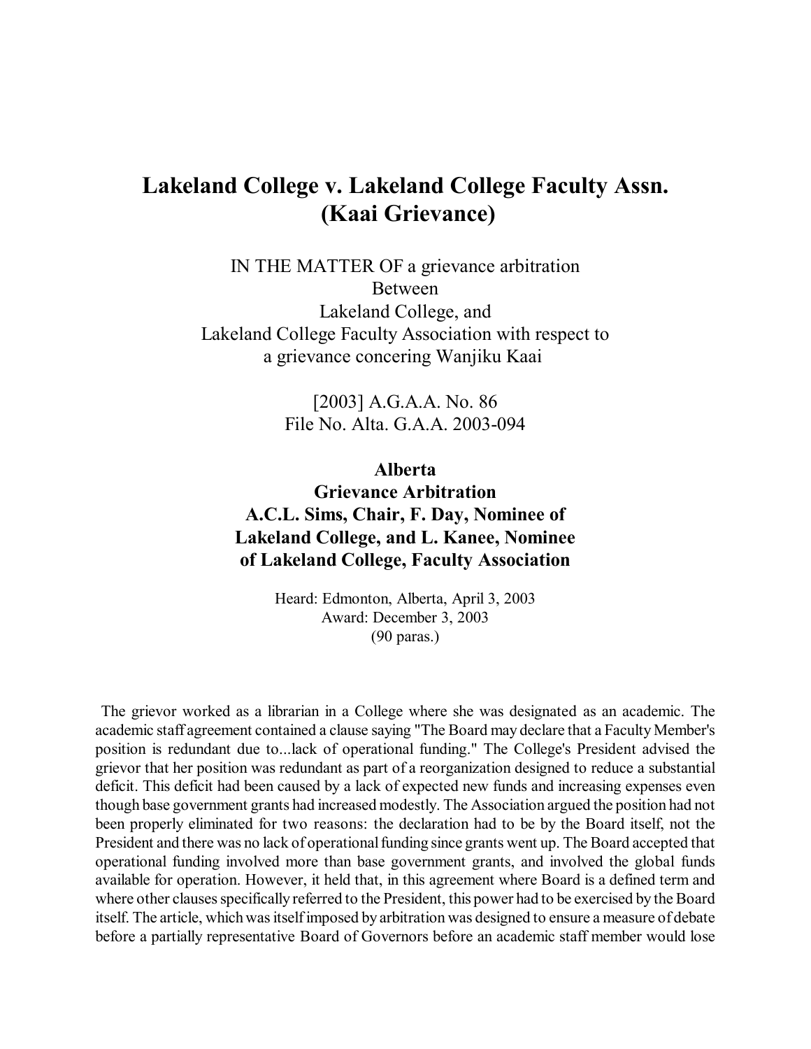# Lakeland College v. Lakeland College Faculty Assn. (Kaai Grievance)

IN THE MATTER OF a grievance arbitration
Between
Lakeland College, and
Lakeland College Faculty Association with respect to
a grievance concering Wanjiku Kaai

[2003] A.G.A.A. No. 86
File No. Alta. G.A.A. 2003-094

**Alberta**
**Grievance Arbitration**
**A.C.L. Sims, Chair, F. Day, Nominee of Lakeland College, and L. Kanee, Nominee of Lakeland College, Faculty Association**

Heard: Edmonton, Alberta, April 3, 2003
Award: December 3, 2003
(90 paras.)

The grievor worked as a librarian in a College where she was designated as an academic. The academic staff agreement contained a clause saying "The Board may declare that a Faculty Member's position is redundant due to...lack of operational funding." The College's President advised the grievor that her position was redundant as part of a reorganization designed to reduce a substantial deficit. This deficit had been caused by a lack of expected new funds and increasing expenses even though base government grants had increased modestly. The Association argued the position had not been properly eliminated for two reasons: the declaration had to be by the Board itself, not the President and there was no lack of operational funding since grants went up. The Board accepted that operational funding involved more than base government grants, and involved the global funds available for operation. However, it held that, in this agreement where Board is a defined term and where other clauses specifically referred to the President, this power had to be exercised by the Board itself. The article, which was itself imposed by arbitration was designed to ensure a measure of debate before a partially representative Board of Governors before an academic staff member would lose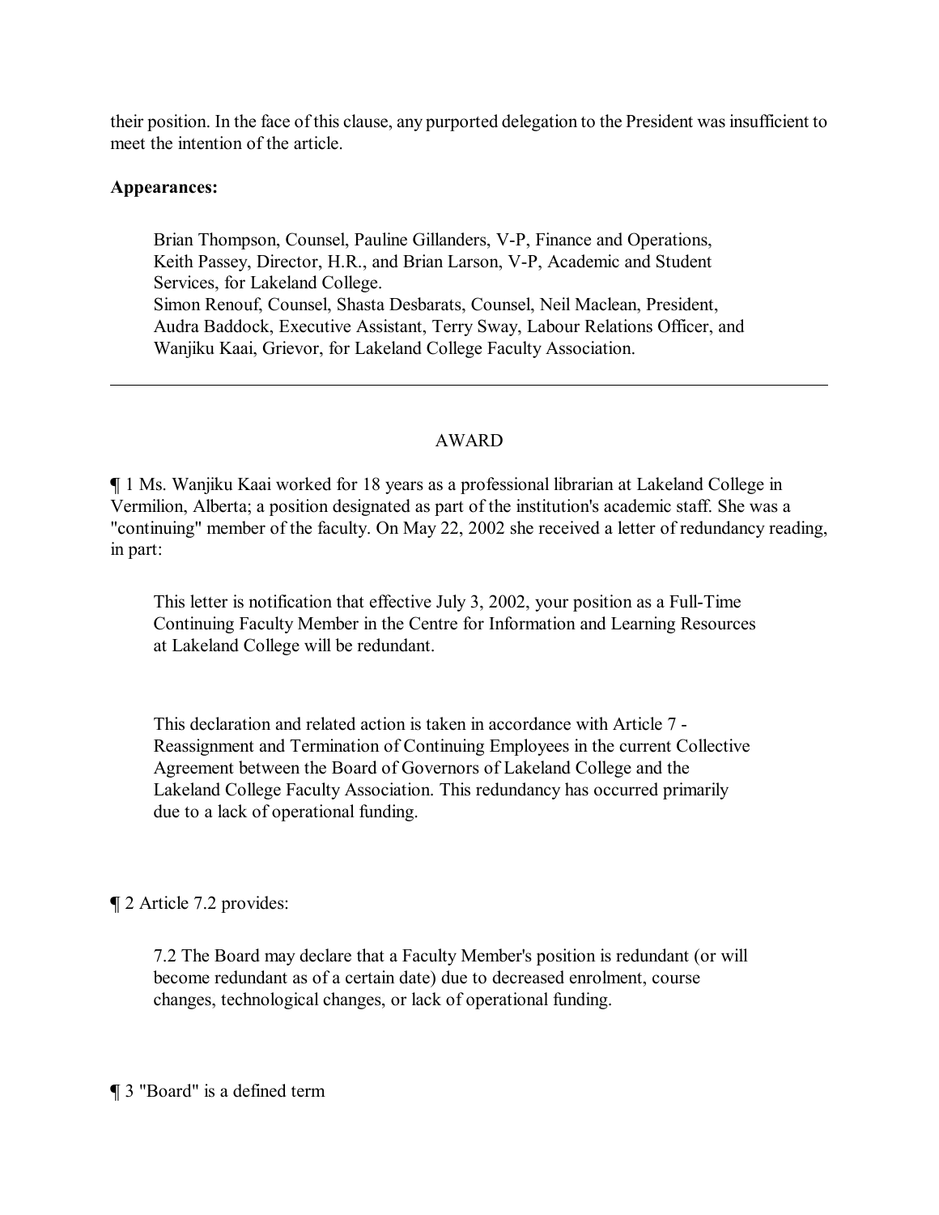their position. In the face of this clause, any purported delegation to the President was insufficient to meet the intention of the article.

**Appearances:**

> Brian Thompson, Counsel, Pauline Gillanders, V-P, Finance and Operations, Keith Passey, Director, H.R., and Brian Larson, V-P, Academic and Student Services, for Lakeland College.
> Simon Renouf, Counsel, Shasta Desbarats, Counsel, Neil Maclean, President, Audra Baddock, Executive Assistant, Terry Sway, Labour Relations Officer, and Wanjiku Kaai, Grievor, for Lakeland College Faculty Association.

---

AWARD

¶ 1 Ms. Wanjiku Kaai worked for 18 years as a professional librarian at Lakeland College in Vermilion, Alberta; a position designated as part of the institution's academic staff. She was a "continuing" member of the faculty. On May 22, 2002 she received a letter of redundancy reading, in part:

> This letter is notification that effective July 3, 2002, your position as a Full-Time Continuing Faculty Member in the Centre for Information and Learning Resources at Lakeland College will be redundant.
>
> This declaration and related action is taken in accordance with Article 7 - Reassignment and Termination of Continuing Employees in the current Collective Agreement between the Board of Governors of Lakeland College and the Lakeland College Faculty Association. This redundancy has occurred primarily due to a lack of operational funding.

¶ 2 Article 7.2 provides:

> 7.2 The Board may declare that a Faculty Member's position is redundant (or will become redundant as of a certain date) due to decreased enrolment, course changes, technological changes, or lack of operational funding.

¶ 3 "Board" is a defined term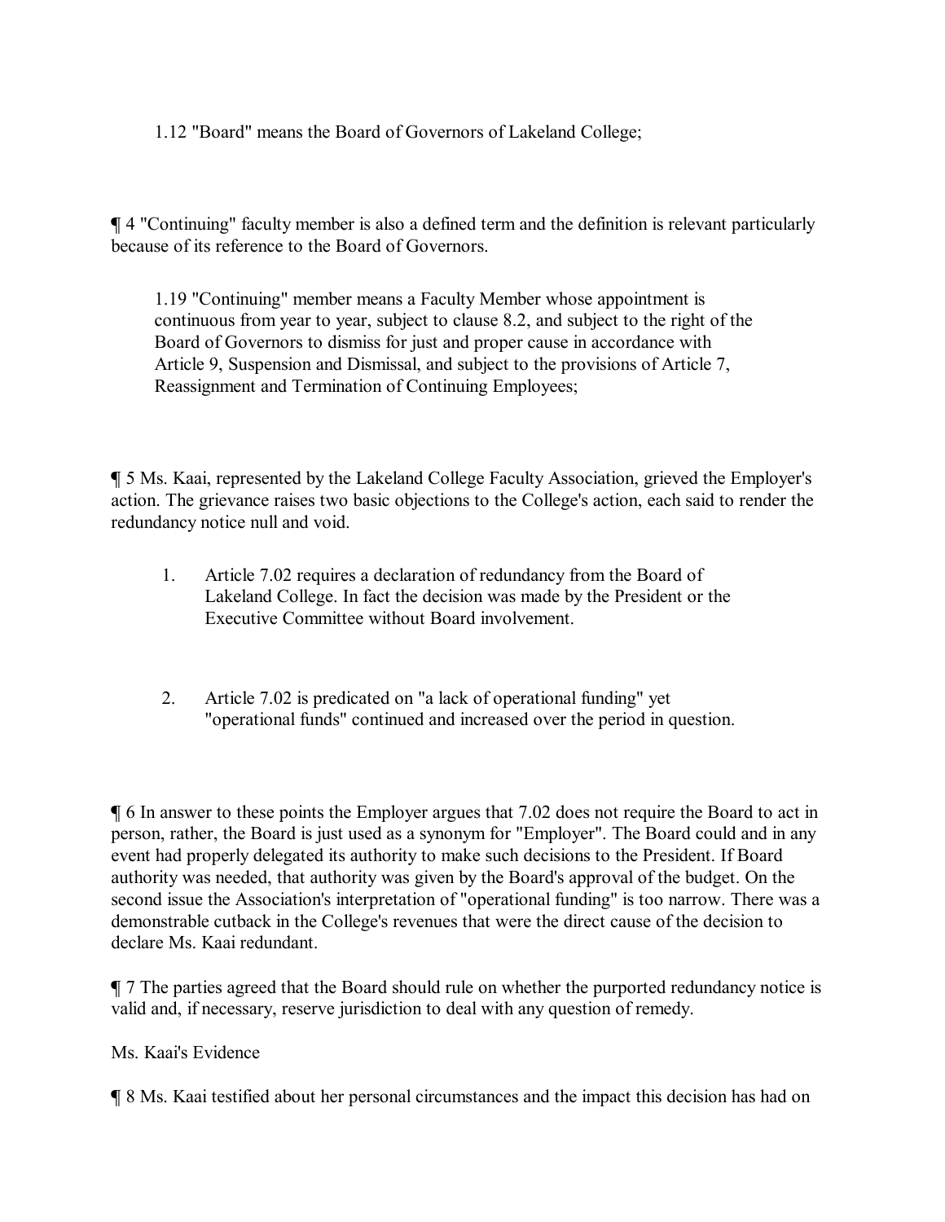> 1.12 "Board" means the Board of Governors of Lakeland College;

¶ 4 "Continuing" faculty member is also a defined term and the definition is relevant particularly because of its reference to the Board of Governors.

> 1.19 "Continuing" member means a Faculty Member whose appointment is continuous from year to year, subject to clause 8.2, and subject to the right of the Board of Governors to dismiss for just and proper cause in accordance with Article 9, Suspension and Dismissal, and subject to the provisions of Article 7, Reassignment and Termination of Continuing Employees;

¶ 5 Ms. Kaai, represented by the Lakeland College Faculty Association, grieved the Employer's action. The grievance raises two basic objections to the College's action, each said to render the redundancy notice null and void.

1. Article 7.02 requires a declaration of redundancy from the Board of Lakeland College. In fact the decision was made by the President or the Executive Committee without Board involvement.

2. Article 7.02 is predicated on "a lack of operational funding" yet "operational funds" continued and increased over the period in question.

¶ 6 In answer to these points the Employer argues that 7.02 does not require the Board to act in person, rather, the Board is just used as a synonym for "Employer". The Board could and in any event had properly delegated its authority to make such decisions to the President. If Board authority was needed, that authority was given by the Board's approval of the budget. On the second issue the Association's interpretation of "operational funding" is too narrow. There was a demonstrable cutback in the College's revenues that were the direct cause of the decision to declare Ms. Kaai redundant.

¶ 7 The parties agreed that the Board should rule on whether the purported redundancy notice is valid and, if necessary, reserve jurisdiction to deal with any question of remedy.

Ms. Kaai's Evidence

¶ 8 Ms. Kaai testified about her personal circumstances and the impact this decision has had on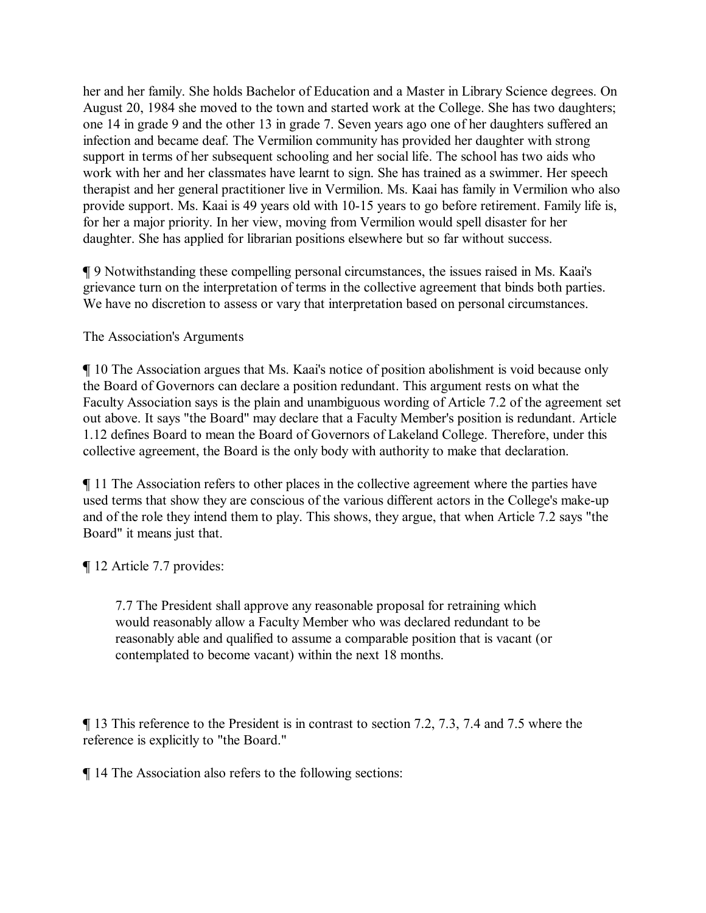her and her family. She holds Bachelor of Education and a Master in Library Science degrees. On August 20, 1984 she moved to the town and started work at the College. She has two daughters; one 14 in grade 9 and the other 13 in grade 7. Seven years ago one of her daughters suffered an infection and became deaf. The Vermilion community has provided her daughter with strong support in terms of her subsequent schooling and her social life. The school has two aids who work with her and her classmates have learnt to sign. She has trained as a swimmer. Her speech therapist and her general practitioner live in Vermilion. Ms. Kaai has family in Vermilion who also provide support. Ms. Kaai is 49 years old with 10-15 years to go before retirement. Family life is, for her a major priority. In her view, moving from Vermilion would spell disaster for her daughter. She has applied for librarian positions elsewhere but so far without success.

¶ 9 Notwithstanding these compelling personal circumstances, the issues raised in Ms. Kaai's grievance turn on the interpretation of terms in the collective agreement that binds both parties. We have no discretion to assess or vary that interpretation based on personal circumstances.

The Association's Arguments

¶ 10 The Association argues that Ms. Kaai's notice of position abolishment is void because only the Board of Governors can declare a position redundant. This argument rests on what the Faculty Association says is the plain and unambiguous wording of Article 7.2 of the agreement set out above. It says "the Board" may declare that a Faculty Member's position is redundant. Article 1.12 defines Board to mean the Board of Governors of Lakeland College. Therefore, under this collective agreement, the Board is the only body with authority to make that declaration.

¶ 11 The Association refers to other places in the collective agreement where the parties have used terms that show they are conscious of the various different actors in the College's make-up and of the role they intend them to play. This shows, they argue, that when Article 7.2 says "the Board" it means just that.

¶ 12 Article 7.7 provides:

> 7.7 The President shall approve any reasonable proposal for retraining which would reasonably allow a Faculty Member who was declared redundant to be reasonably able and qualified to assume a comparable position that is vacant (or contemplated to become vacant) within the next 18 months.

¶ 13 This reference to the President is in contrast to section 7.2, 7.3, 7.4 and 7.5 where the reference is explicitly to "the Board."

¶ 14 The Association also refers to the following sections: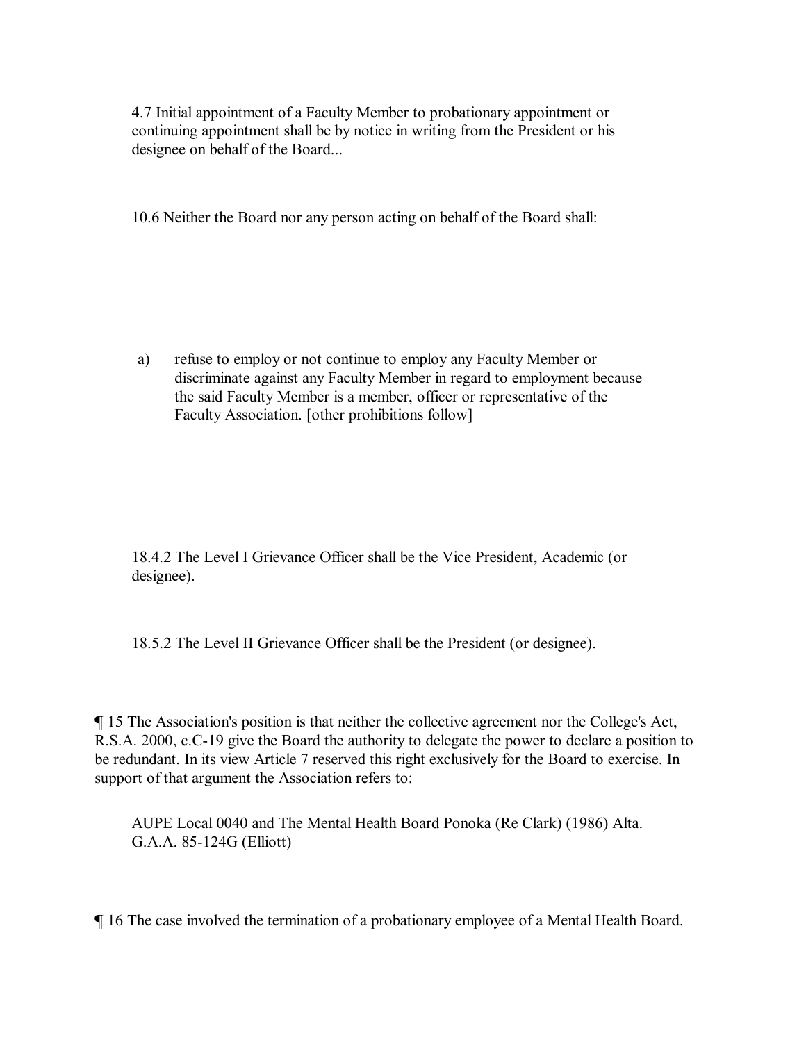> 4.7 Initial appointment of a Faculty Member to probationary appointment or continuing appointment shall be by notice in writing from the President or his designee on behalf of the Board...

> 10.6 Neither the Board nor any person acting on behalf of the Board shall:

> a) refuse to employ or not continue to employ any Faculty Member or discriminate against any Faculty Member in regard to employment because the said Faculty Member is a member, officer or representative of the Faculty Association. [other prohibitions follow]

> 18.4.2 The Level I Grievance Officer shall be the Vice President, Academic (or designee).

> 18.5.2 The Level II Grievance Officer shall be the President (or designee).

¶ 15 The Association's position is that neither the collective agreement nor the College's Act, R.S.A. 2000, c.C-19 give the Board the authority to delegate the power to declare a position to be redundant. In its view Article 7 reserved this right exclusively for the Board to exercise. In support of that argument the Association refers to:

> AUPE Local 0040 and The Mental Health Board Ponoka (Re Clark) (1986) Alta. G.A.A. 85-124G (Elliott)

¶ 16 The case involved the termination of a probationary employee of a Mental Health Board.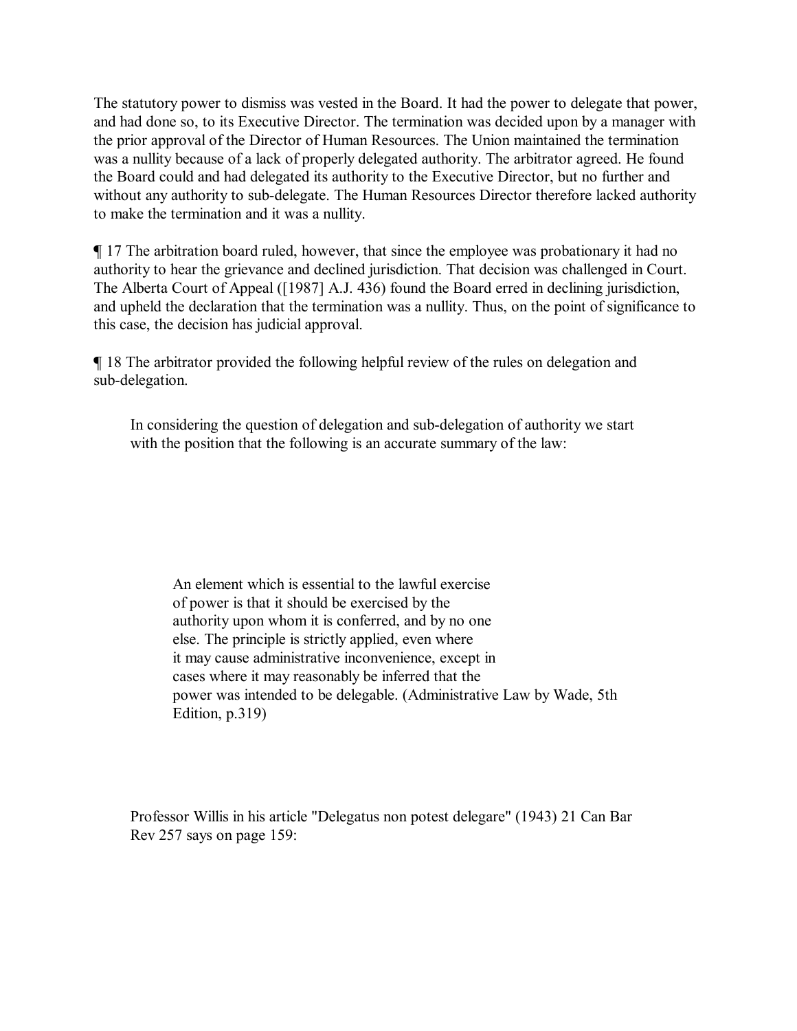The statutory power to dismiss was vested in the Board. It had the power to delegate that power, and had done so, to its Executive Director. The termination was decided upon by a manager with the prior approval of the Director of Human Resources. The Union maintained the termination was a nullity because of a lack of properly delegated authority. The arbitrator agreed. He found the Board could and had delegated its authority to the Executive Director, but no further and without any authority to sub-delegate. The Human Resources Director therefore lacked authority to make the termination and it was a nullity.

¶ 17 The arbitration board ruled, however, that since the employee was probationary it had no authority to hear the grievance and declined jurisdiction. That decision was challenged in Court. The Alberta Court of Appeal ([1987] A.J. 436) found the Board erred in declining jurisdiction, and upheld the declaration that the termination was a nullity. Thus, on the point of significance to this case, the decision has judicial approval.

¶ 18 The arbitrator provided the following helpful review of the rules on delegation and sub-delegation.

> In considering the question of delegation and sub-delegation of authority we start with the position that the following is an accurate summary of the law:
>
> > An element which is essential to the lawful exercise of power is that it should be exercised by the authority upon whom it is conferred, and by no one else. The principle is strictly applied, even where it may cause administrative inconvenience, except in cases where it may reasonably be inferred that the power was intended to be delegable. (Administrative Law by Wade, 5th Edition, p.319)
>
> Professor Willis in his article "Delegatus non potest delegare" (1943) 21 Can Bar Rev 257 says on page 159: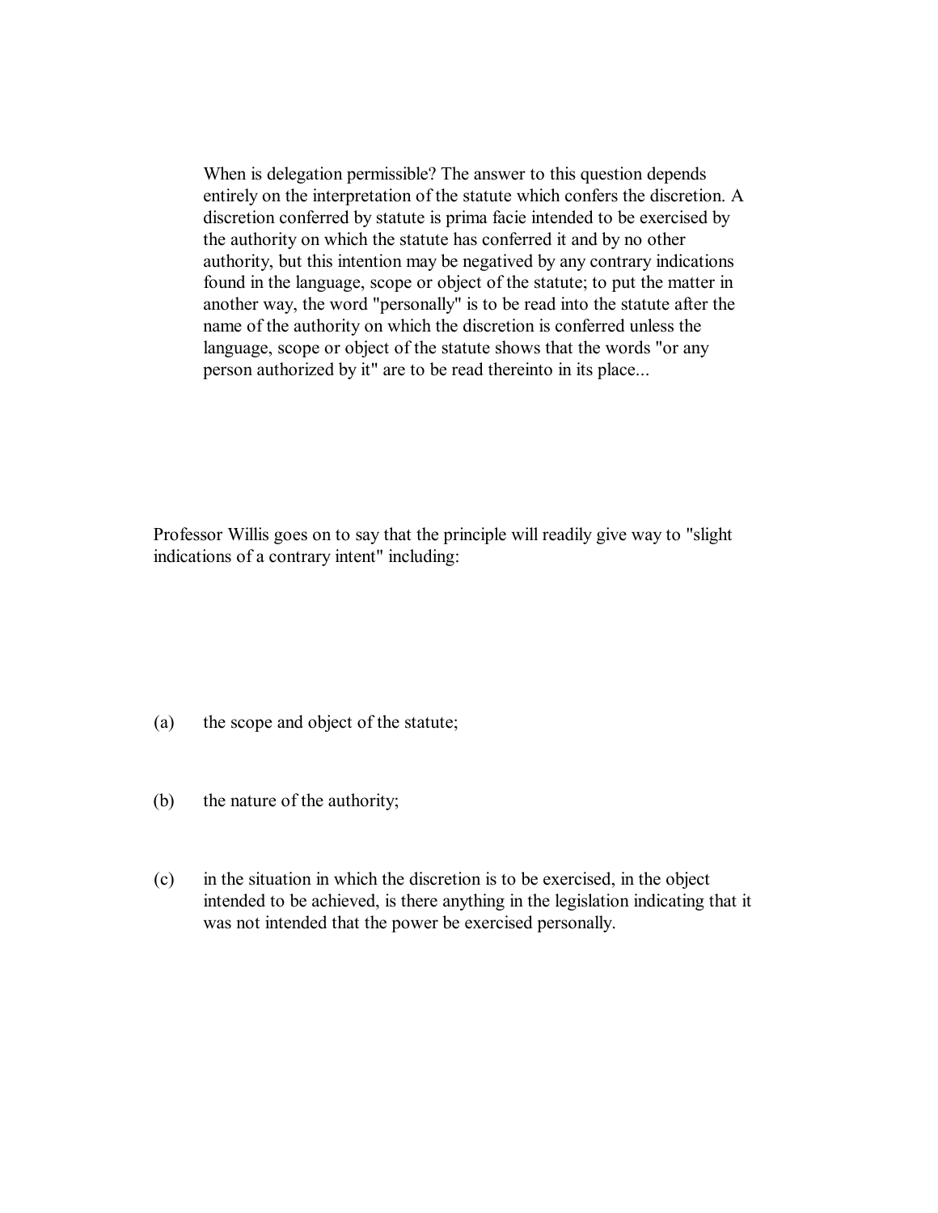> When is delegation permissible? The answer to this question depends entirely on the interpretation of the statute which confers the discretion. A discretion conferred by statute is prima facie intended to be exercised by the authority on which the statute has conferred it and by no other authority, but this intention may be negatived by any contrary indications found in the language, scope or object of the statute; to put the matter in another way, the word "personally" is to be read into the statute after the name of the authority on which the discretion is conferred unless the language, scope or object of the statute shows that the words "or any person authorized by it" are to be read thereinto in its place...

Professor Willis goes on to say that the principle will readily give way to "slight indications of a contrary intent" including:

(a) the scope and object of the statute;

(b) the nature of the authority;

(c) in the situation in which the discretion is to be exercised, in the object intended to be achieved, is there anything in the legislation indicating that it was not intended that the power be exercised personally.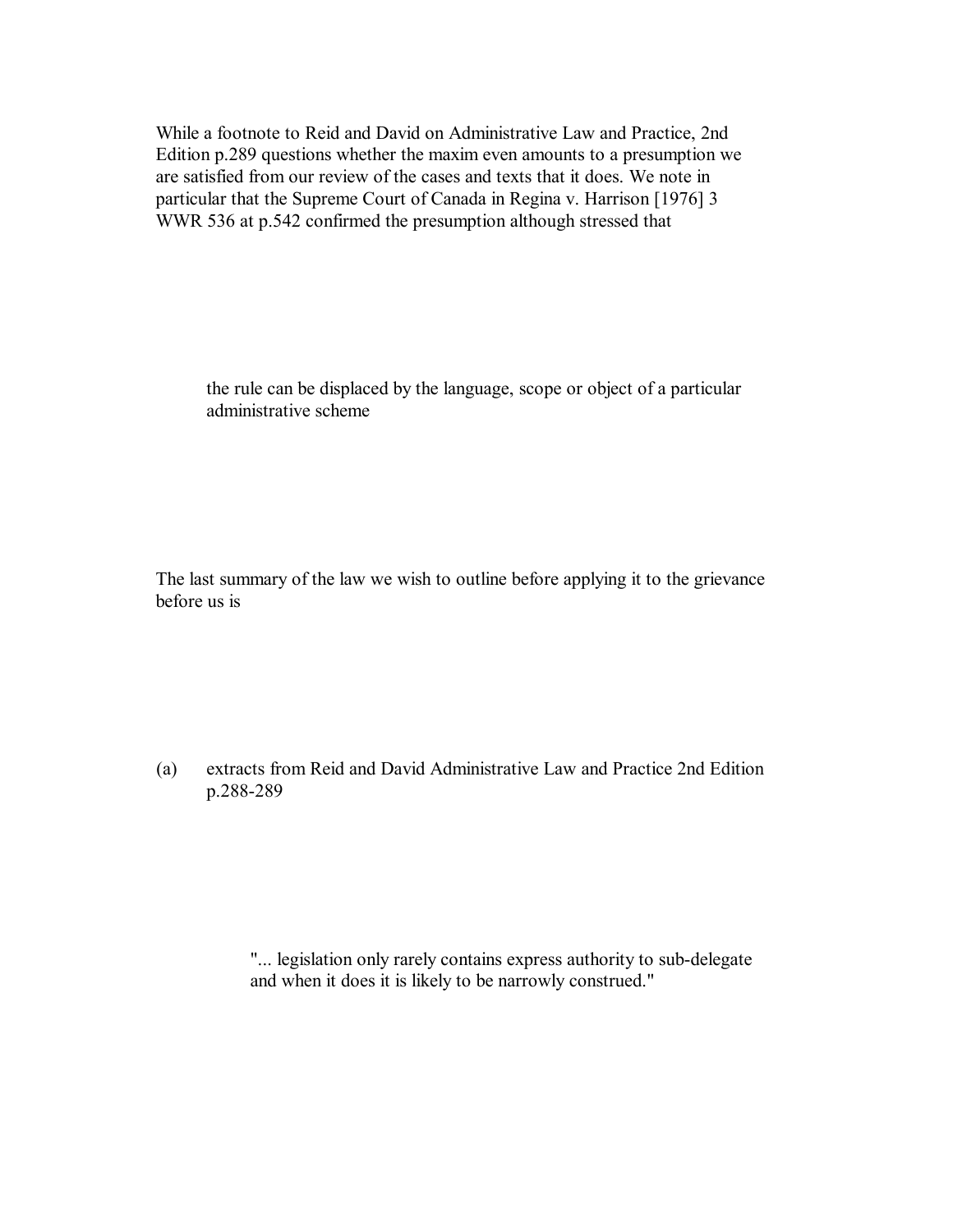While a footnote to Reid and David on Administrative Law and Practice, 2nd Edition p.289 questions whether the maxim even amounts to a presumption we are satisfied from our review of the cases and texts that it does. We note in particular that the Supreme Court of Canada in Regina v. Harrison [1976] 3 WWR 536 at p.542 confirmed the presumption although stressed that

> the rule can be displaced by the language, scope or object of a particular administrative scheme

The last summary of the law we wish to outline before applying it to the grievance before us is

(a) extracts from Reid and David Administrative Law and Practice 2nd Edition p.288-289

> "... legislation only rarely contains express authority to sub-delegate and when it does it is likely to be narrowly construed."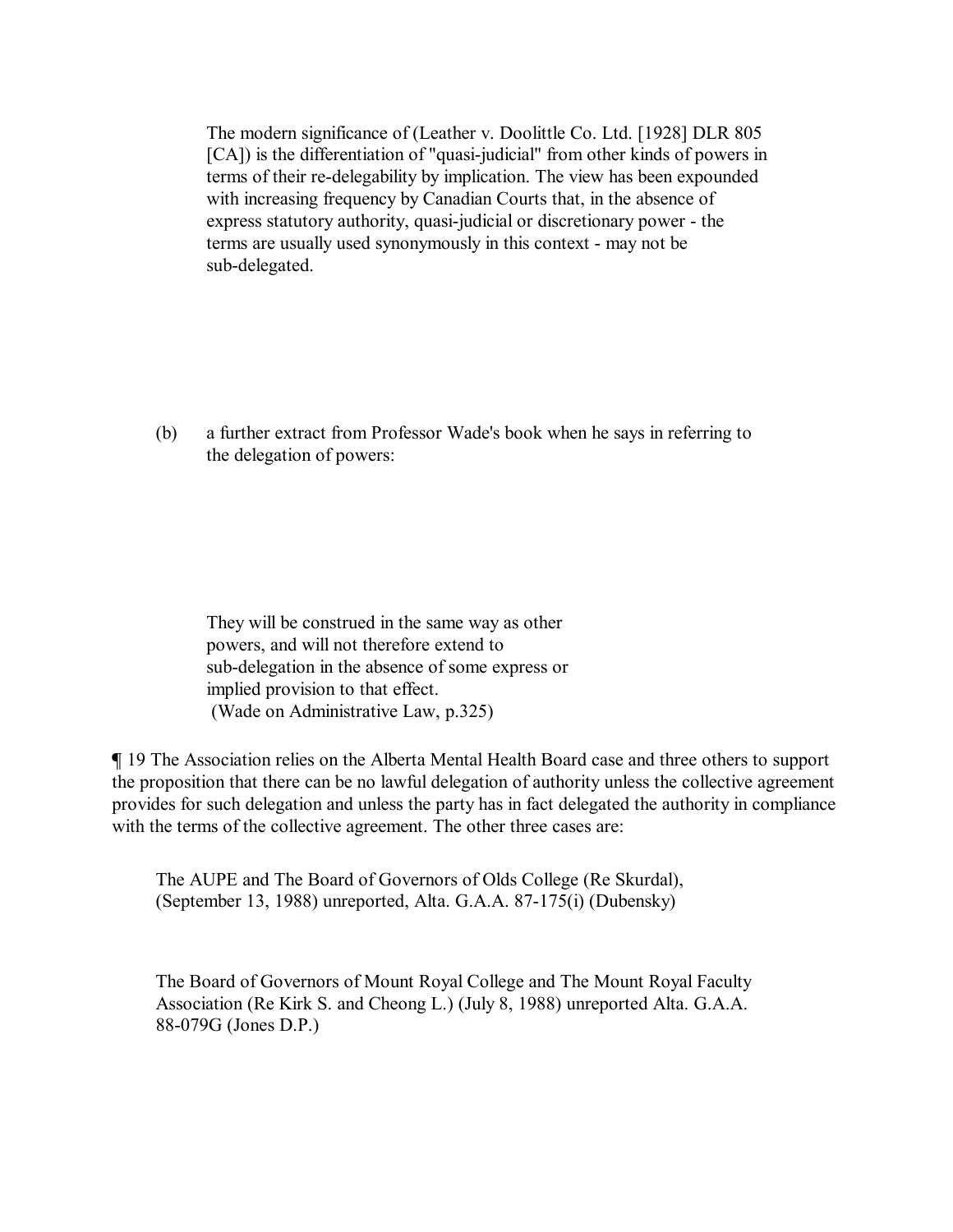> The modern significance of (Leather v. Doolittle Co. Ltd. [1928] DLR 805 [CA]) is the differentiation of "quasi-judicial" from other kinds of powers in terms of their re-delegability by implication. The view has been expounded with increasing frequency by Canadian Courts that, in the absence of express statutory authority, quasi-judicial or discretionary power - the terms are usually used synonymously in this context - may not be sub-delegated.

(b) a further extract from Professor Wade's book when he says in referring to the delegation of powers:

> They will be construed in the same way as other powers, and will not therefore extend to sub-delegation in the absence of some express or implied provision to that effect.
> (Wade on Administrative Law, p.325)

¶ 19 The Association relies on the Alberta Mental Health Board case and three others to support the proposition that there can be no lawful delegation of authority unless the collective agreement provides for such delegation and unless the party has in fact delegated the authority in compliance with the terms of the collective agreement. The other three cases are:

The AUPE and The Board of Governors of Olds College (Re Skurdal), (September 13, 1988) unreported, Alta. G.A.A. 87-175(i) (Dubensky)

The Board of Governors of Mount Royal College and The Mount Royal Faculty Association (Re Kirk S. and Cheong L.) (July 8, 1988) unreported Alta. G.A.A. 88-079G (Jones D.P.)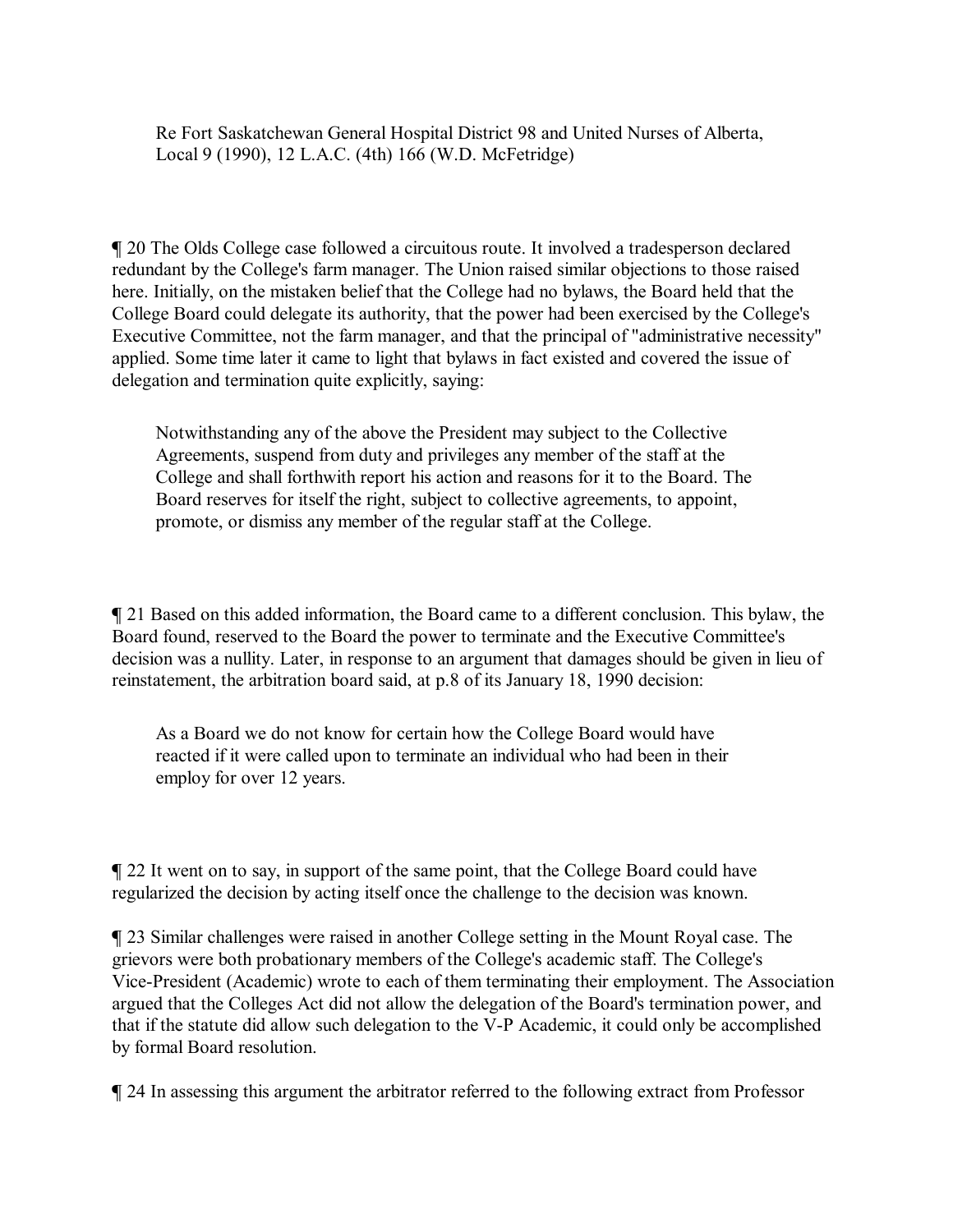Re Fort Saskatchewan General Hospital District 98 and United Nurses of Alberta, Local 9 (1990), 12 L.A.C. (4th) 166 (W.D. McFetridge)

¶ 20 The Olds College case followed a circuitous route. It involved a tradesperson declared redundant by the College's farm manager. The Union raised similar objections to those raised here. Initially, on the mistaken belief that the College had no bylaws, the Board held that the College Board could delegate its authority, that the power had been exercised by the College's Executive Committee, not the farm manager, and that the principal of "administrative necessity" applied. Some time later it came to light that bylaws in fact existed and covered the issue of delegation and termination quite explicitly, saying:

> Notwithstanding any of the above the President may subject to the Collective Agreements, suspend from duty and privileges any member of the staff at the College and shall forthwith report his action and reasons for it to the Board. The Board reserves for itself the right, subject to collective agreements, to appoint, promote, or dismiss any member of the regular staff at the College.

¶ 21 Based on this added information, the Board came to a different conclusion. This bylaw, the Board found, reserved to the Board the power to terminate and the Executive Committee's decision was a nullity. Later, in response to an argument that damages should be given in lieu of reinstatement, the arbitration board said, at p.8 of its January 18, 1990 decision:

> As a Board we do not know for certain how the College Board would have reacted if it were called upon to terminate an individual who had been in their employ for over 12 years.

¶ 22 It went on to say, in support of the same point, that the College Board could have regularized the decision by acting itself once the challenge to the decision was known.

¶ 23 Similar challenges were raised in another College setting in the Mount Royal case. The grievors were both probationary members of the College's academic staff. The College's Vice-President (Academic) wrote to each of them terminating their employment. The Association argued that the Colleges Act did not allow the delegation of the Board's termination power, and that if the statute did allow such delegation to the V-P Academic, it could only be accomplished by formal Board resolution.

¶ 24 In assessing this argument the arbitrator referred to the following extract from Professor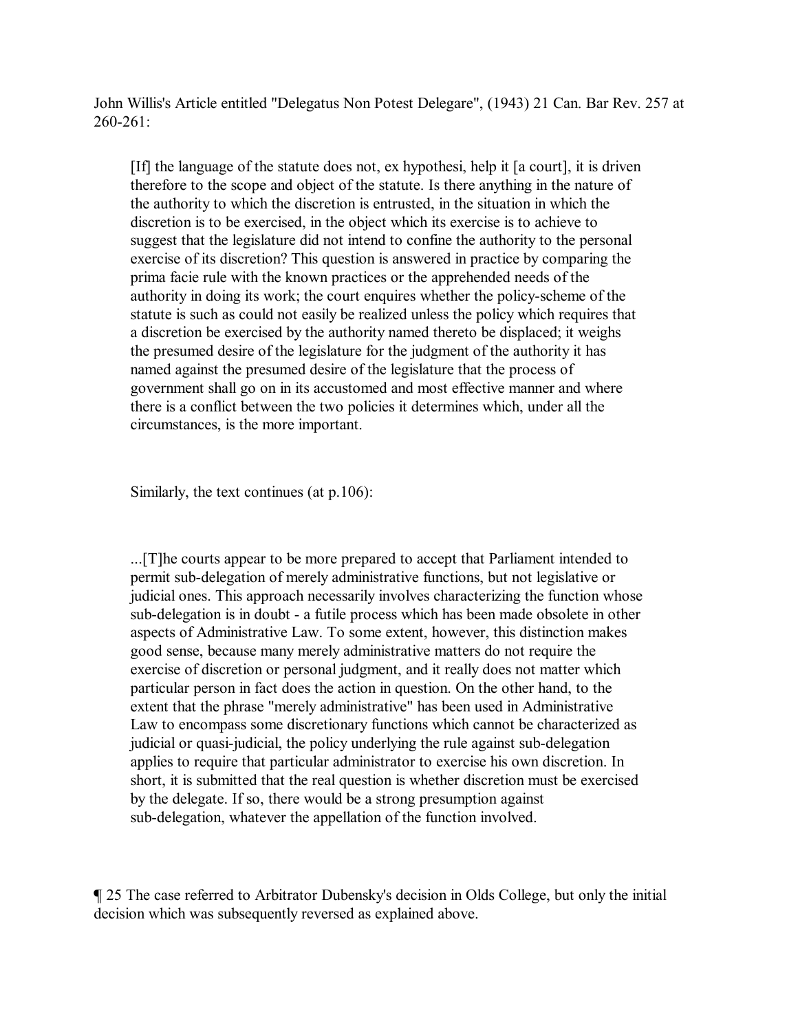John Willis's Article entitled "Delegatus Non Potest Delegare", (1943) 21 Can. Bar Rev. 257 at 260-261:

> [If] the language of the statute does not, ex hypothesi, help it [a court], it is driven therefore to the scope and object of the statute. Is there anything in the nature of the authority to which the discretion is entrusted, in the situation in which the discretion is to be exercised, in the object which its exercise is to achieve to suggest that the legislature did not intend to confine the authority to the personal exercise of its discretion? This question is answered in practice by comparing the prima facie rule with the known practices or the apprehended needs of the authority in doing its work; the court enquires whether the policy-scheme of the statute is such as could not easily be realized unless the policy which requires that a discretion be exercised by the authority named thereto be displaced; it weighs the presumed desire of the legislature for the judgment of the authority it has named against the presumed desire of the legislature that the process of government shall go on in its accustomed and most effective manner and where there is a conflict between the two policies it determines which, under all the circumstances, is the more important.

> Similarly, the text continues (at p.106):

> ...[T]he courts appear to be more prepared to accept that Parliament intended to permit sub-delegation of merely administrative functions, but not legislative or judicial ones. This approach necessarily involves characterizing the function whose sub-delegation is in doubt - a futile process which has been made obsolete in other aspects of Administrative Law. To some extent, however, this distinction makes good sense, because many merely administrative matters do not require the exercise of discretion or personal judgment, and it really does not matter which particular person in fact does the action in question. On the other hand, to the extent that the phrase "merely administrative" has been used in Administrative Law to encompass some discretionary functions which cannot be characterized as judicial or quasi-judicial, the policy underlying the rule against sub-delegation applies to require that particular administrator to exercise his own discretion. In short, it is submitted that the real question is whether discretion must be exercised by the delegate. If so, there would be a strong presumption against sub-delegation, whatever the appellation of the function involved.

¶ 25 The case referred to Arbitrator Dubensky's decision in Olds College, but only the initial decision which was subsequently reversed as explained above.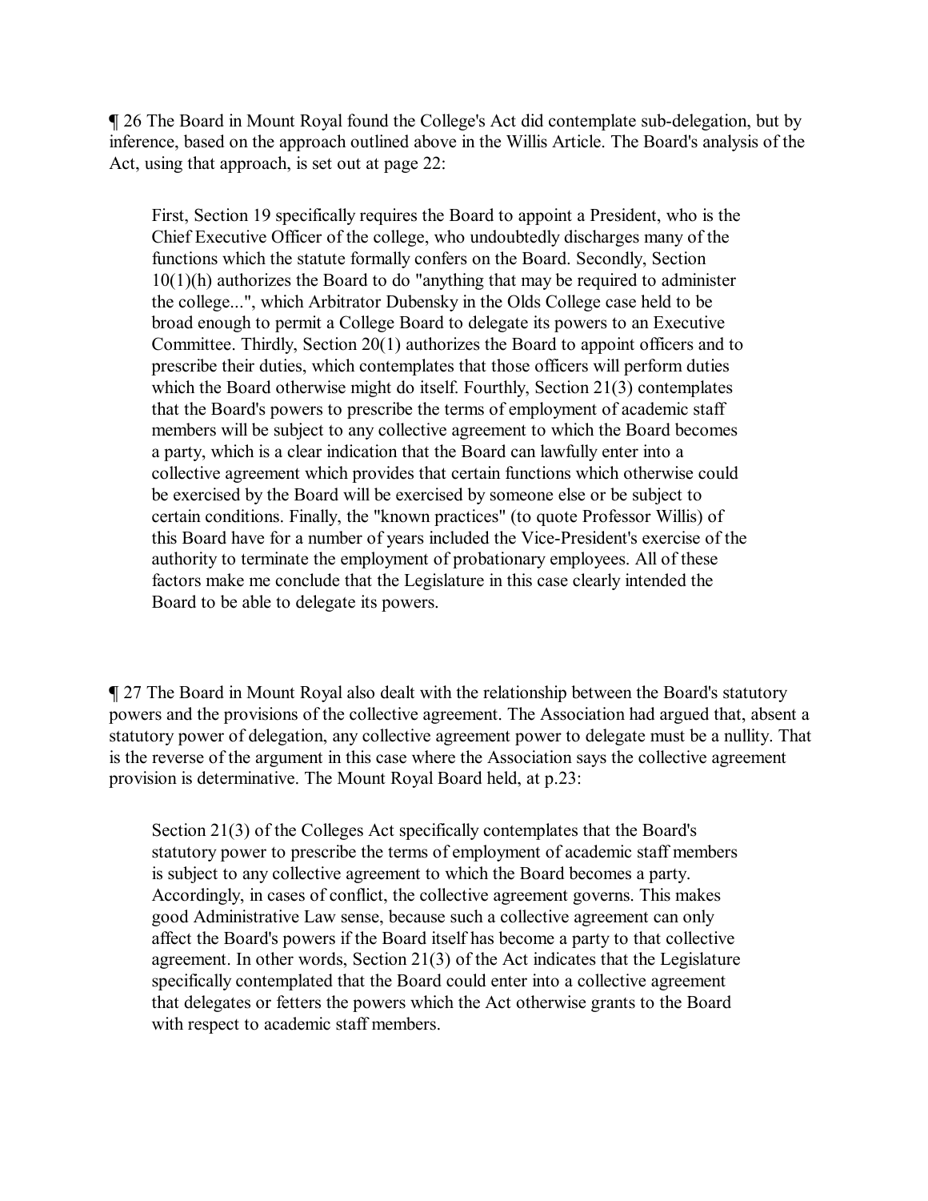¶ 26 The Board in Mount Royal found the College's Act did contemplate sub-delegation, but by inference, based on the approach outlined above in the Willis Article. The Board's analysis of the Act, using that approach, is set out at page 22:

> First, Section 19 specifically requires the Board to appoint a President, who is the Chief Executive Officer of the college, who undoubtedly discharges many of the functions which the statute formally confers on the Board. Secondly, Section 10(1)(h) authorizes the Board to do "anything that may be required to administer the college...", which Arbitrator Dubensky in the Olds College case held to be broad enough to permit a College Board to delegate its powers to an Executive Committee. Thirdly, Section 20(1) authorizes the Board to appoint officers and to prescribe their duties, which contemplates that those officers will perform duties which the Board otherwise might do itself. Fourthly, Section 21(3) contemplates that the Board's powers to prescribe the terms of employment of academic staff members will be subject to any collective agreement to which the Board becomes a party, which is a clear indication that the Board can lawfully enter into a collective agreement which provides that certain functions which otherwise could be exercised by the Board will be exercised by someone else or be subject to certain conditions. Finally, the "known practices" (to quote Professor Willis) of this Board have for a number of years included the Vice-President's exercise of the authority to terminate the employment of probationary employees. All of these factors make me conclude that the Legislature in this case clearly intended the Board to be able to delegate its powers.

¶ 27 The Board in Mount Royal also dealt with the relationship between the Board's statutory powers and the provisions of the collective agreement. The Association had argued that, absent a statutory power of delegation, any collective agreement power to delegate must be a nullity. That is the reverse of the argument in this case where the Association says the collective agreement provision is determinative. The Mount Royal Board held, at p.23:

> Section 21(3) of the Colleges Act specifically contemplates that the Board's statutory power to prescribe the terms of employment of academic staff members is subject to any collective agreement to which the Board becomes a party. Accordingly, in cases of conflict, the collective agreement governs. This makes good Administrative Law sense, because such a collective agreement can only affect the Board's powers if the Board itself has become a party to that collective agreement. In other words, Section 21(3) of the Act indicates that the Legislature specifically contemplated that the Board could enter into a collective agreement that delegates or fetters the powers which the Act otherwise grants to the Board with respect to academic staff members.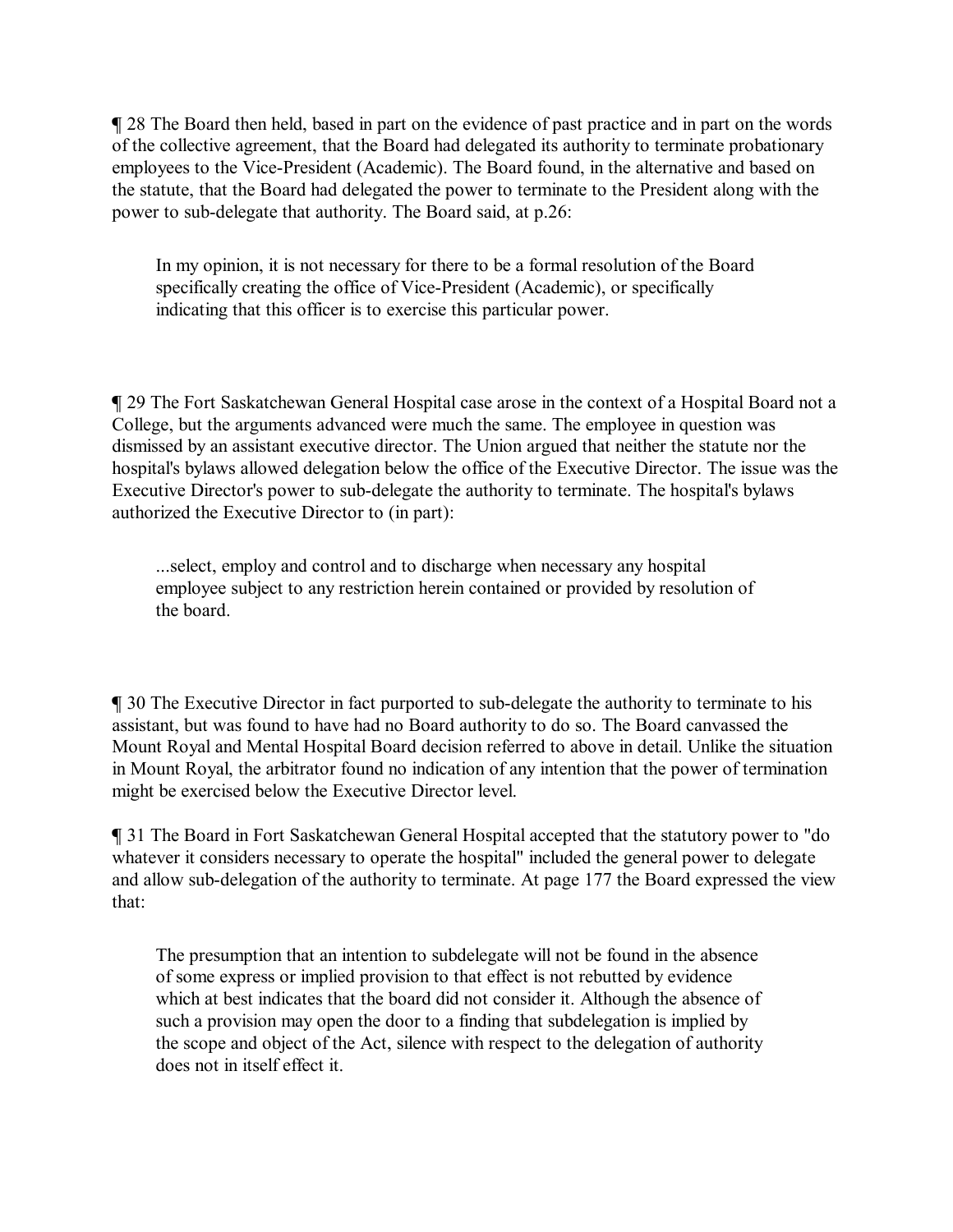¶ 28 The Board then held, based in part on the evidence of past practice and in part on the words of the collective agreement, that the Board had delegated its authority to terminate probationary employees to the Vice-President (Academic). The Board found, in the alternative and based on the statute, that the Board had delegated the power to terminate to the President along with the power to sub-delegate that authority. The Board said, at p.26:

> In my opinion, it is not necessary for there to be a formal resolution of the Board specifically creating the office of Vice-President (Academic), or specifically indicating that this officer is to exercise this particular power.

¶ 29 The Fort Saskatchewan General Hospital case arose in the context of a Hospital Board not a College, but the arguments advanced were much the same. The employee in question was dismissed by an assistant executive director. The Union argued that neither the statute nor the hospital's bylaws allowed delegation below the office of the Executive Director. The issue was the Executive Director's power to sub-delegate the authority to terminate. The hospital's bylaws authorized the Executive Director to (in part):

> ...select, employ and control and to discharge when necessary any hospital employee subject to any restriction herein contained or provided by resolution of the board.

¶ 30 The Executive Director in fact purported to sub-delegate the authority to terminate to his assistant, but was found to have had no Board authority to do so. The Board canvassed the Mount Royal and Mental Hospital Board decision referred to above in detail. Unlike the situation in Mount Royal, the arbitrator found no indication of any intention that the power of termination might be exercised below the Executive Director level.

¶ 31 The Board in Fort Saskatchewan General Hospital accepted that the statutory power to "do whatever it considers necessary to operate the hospital" included the general power to delegate and allow sub-delegation of the authority to terminate. At page 177 the Board expressed the view that:

> The presumption that an intention to subdelegate will not be found in the absence of some express or implied provision to that effect is not rebutted by evidence which at best indicates that the board did not consider it. Although the absence of such a provision may open the door to a finding that subdelegation is implied by the scope and object of the Act, silence with respect to the delegation of authority does not in itself effect it.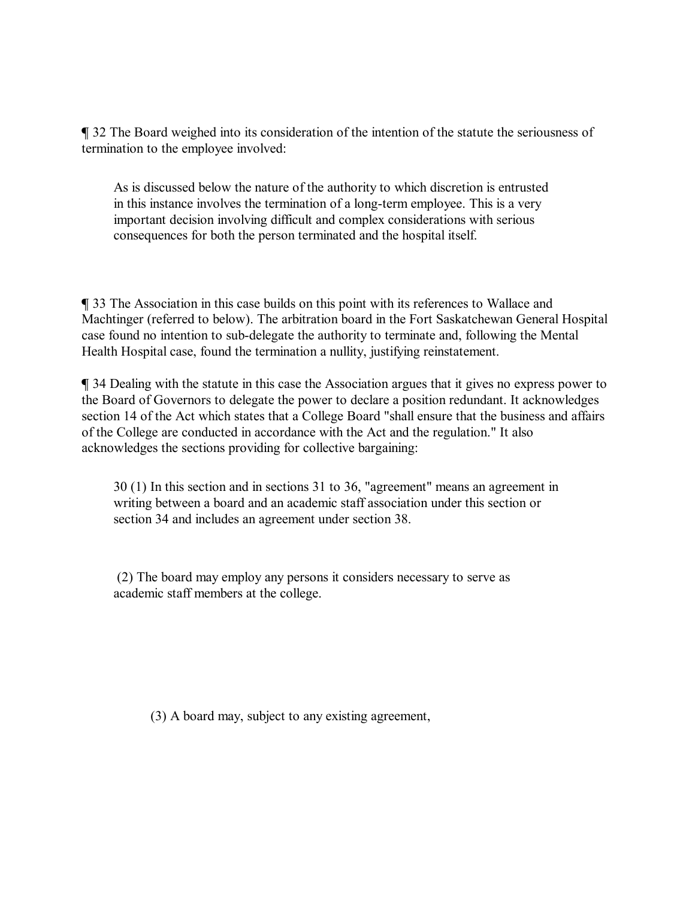¶ 32 The Board weighed into its consideration of the intention of the statute the seriousness of termination to the employee involved:

> As is discussed below the nature of the authority to which discretion is entrusted in this instance involves the termination of a long-term employee. This is a very important decision involving difficult and complex considerations with serious consequences for both the person terminated and the hospital itself.

¶ 33 The Association in this case builds on this point with its references to Wallace and Machtinger (referred to below). The arbitration board in the Fort Saskatchewan General Hospital case found no intention to sub-delegate the authority to terminate and, following the Mental Health Hospital case, found the termination a nullity, justifying reinstatement.

¶ 34 Dealing with the statute in this case the Association argues that it gives no express power to the Board of Governors to delegate the power to declare a position redundant. It acknowledges section 14 of the Act which states that a College Board "shall ensure that the business and affairs of the College are conducted in accordance with the Act and the regulation." It also acknowledges the sections providing for collective bargaining:

> 30 (1) In this section and in sections 31 to 36, "agreement" means an agreement in writing between a board and an academic staff association under this section or section 34 and includes an agreement under section 38.
>
> (2) The board may employ any persons it considers necessary to serve as academic staff members at the college.
>
> (3) A board may, subject to any existing agreement,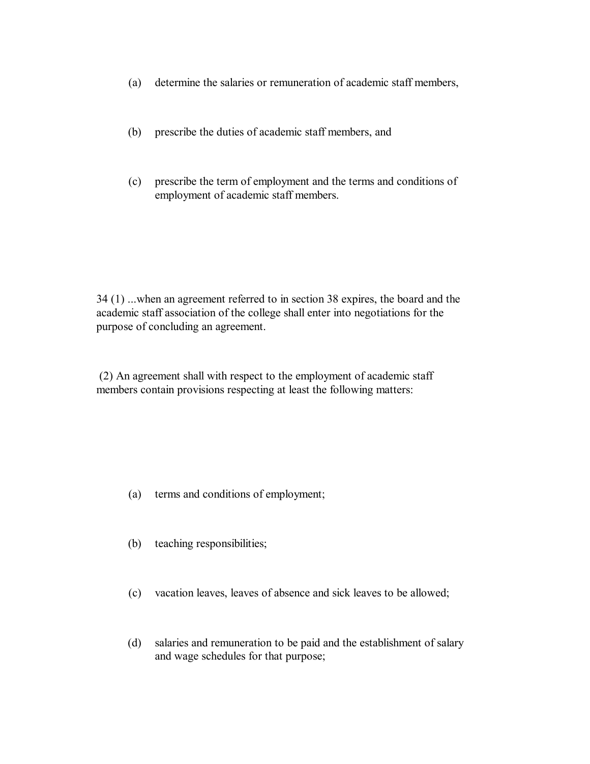(a) determine the salaries or remuneration of academic staff members,

(b) prescribe the duties of academic staff members, and

(c) prescribe the term of employment and the terms and conditions of employment of academic staff members.

34 (1) ...when an agreement referred to in section 38 expires, the board and the academic staff association of the college shall enter into negotiations for the purpose of concluding an agreement.

(2) An agreement shall with respect to the employment of academic staff members contain provisions respecting at least the following matters:

(a) terms and conditions of employment;

(b) teaching responsibilities;

(c) vacation leaves, leaves of absence and sick leaves to be allowed;

(d) salaries and remuneration to be paid and the establishment of salary and wage schedules for that purpose;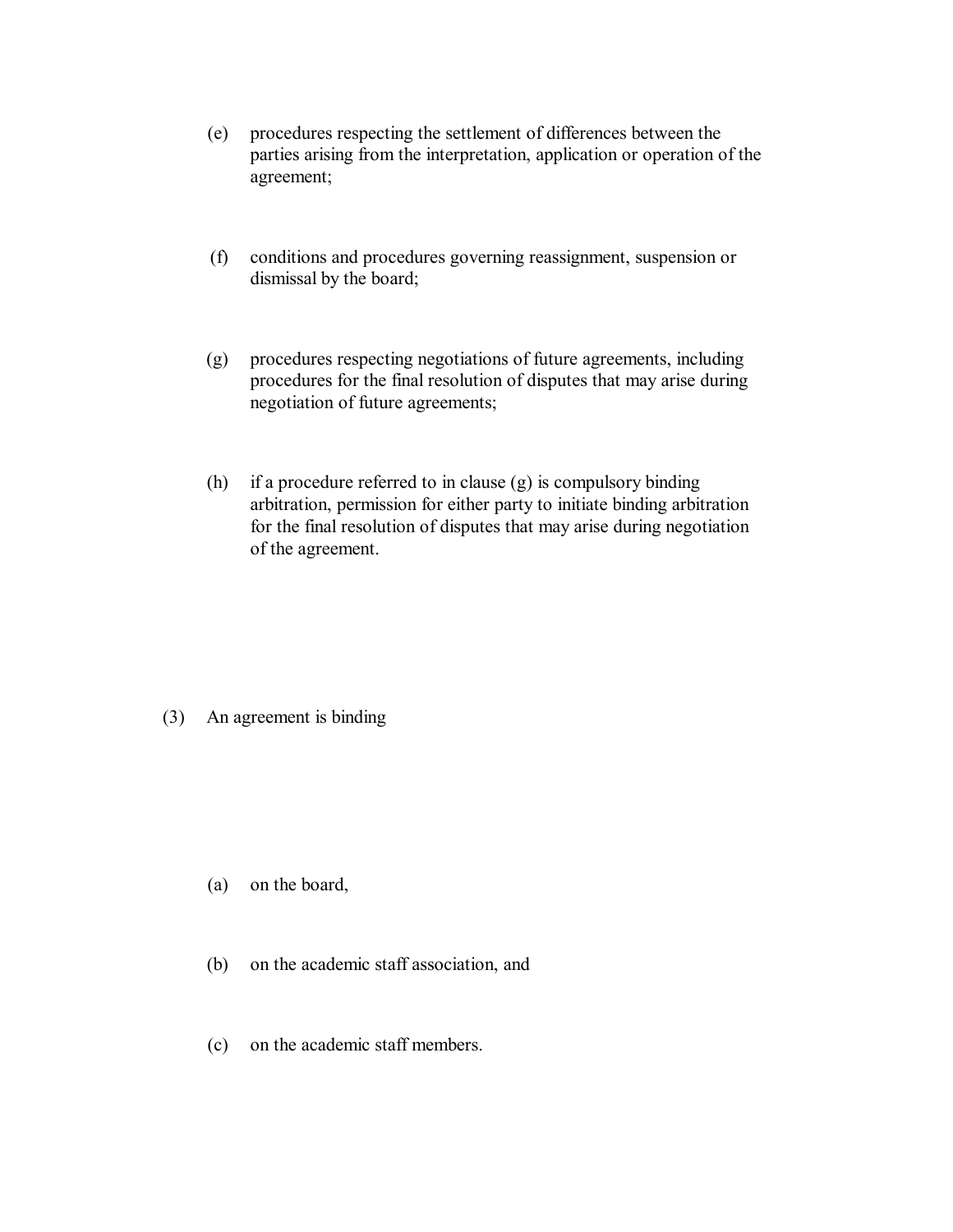(e) procedures respecting the settlement of differences between the parties arising from the interpretation, application or operation of the agreement;

(f) conditions and procedures governing reassignment, suspension or dismissal by the board;

(g) procedures respecting negotiations of future agreements, including procedures for the final resolution of disputes that may arise during negotiation of future agreements;

(h) if a procedure referred to in clause (g) is compulsory binding arbitration, permission for either party to initiate binding arbitration for the final resolution of disputes that may arise during negotiation of the agreement.

(3) An agreement is binding

(a) on the board,

(b) on the academic staff association, and

(c) on the academic staff members.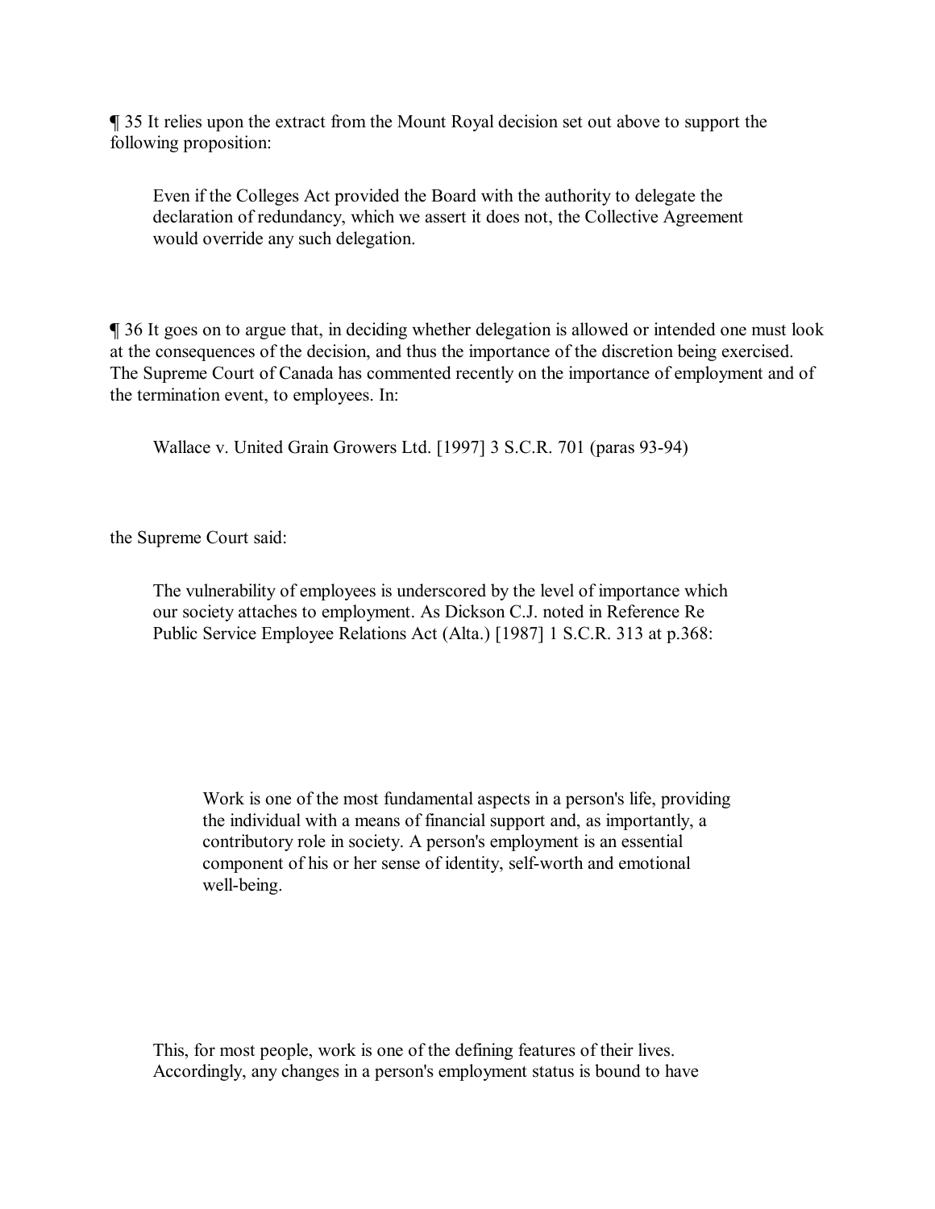¶ 35 It relies upon the extract from the Mount Royal decision set out above to support the following proposition:

> Even if the Colleges Act provided the Board with the authority to delegate the declaration of redundancy, which we assert it does not, the Collective Agreement would override any such delegation.

¶ 36 It goes on to argue that, in deciding whether delegation is allowed or intended one must look at the consequences of the decision, and thus the importance of the discretion being exercised. The Supreme Court of Canada has commented recently on the importance of employment and of the termination event, to employees. In:

> Wallace v. United Grain Growers Ltd. [1997] 3 S.C.R. 701 (paras 93-94)

the Supreme Court said:

> The vulnerability of employees is underscored by the level of importance which our society attaches to employment. As Dickson C.J. noted in Reference Re Public Service Employee Relations Act (Alta.) [1987] 1 S.C.R. 313 at p.368:
>
> > Work is one of the most fundamental aspects in a person's life, providing the individual with a means of financial support and, as importantly, a contributory role in society. A person's employment is an essential component of his or her sense of identity, self-worth and emotional well-being.
>
> This, for most people, work is one of the defining features of their lives. Accordingly, any changes in a person's employment status is bound to have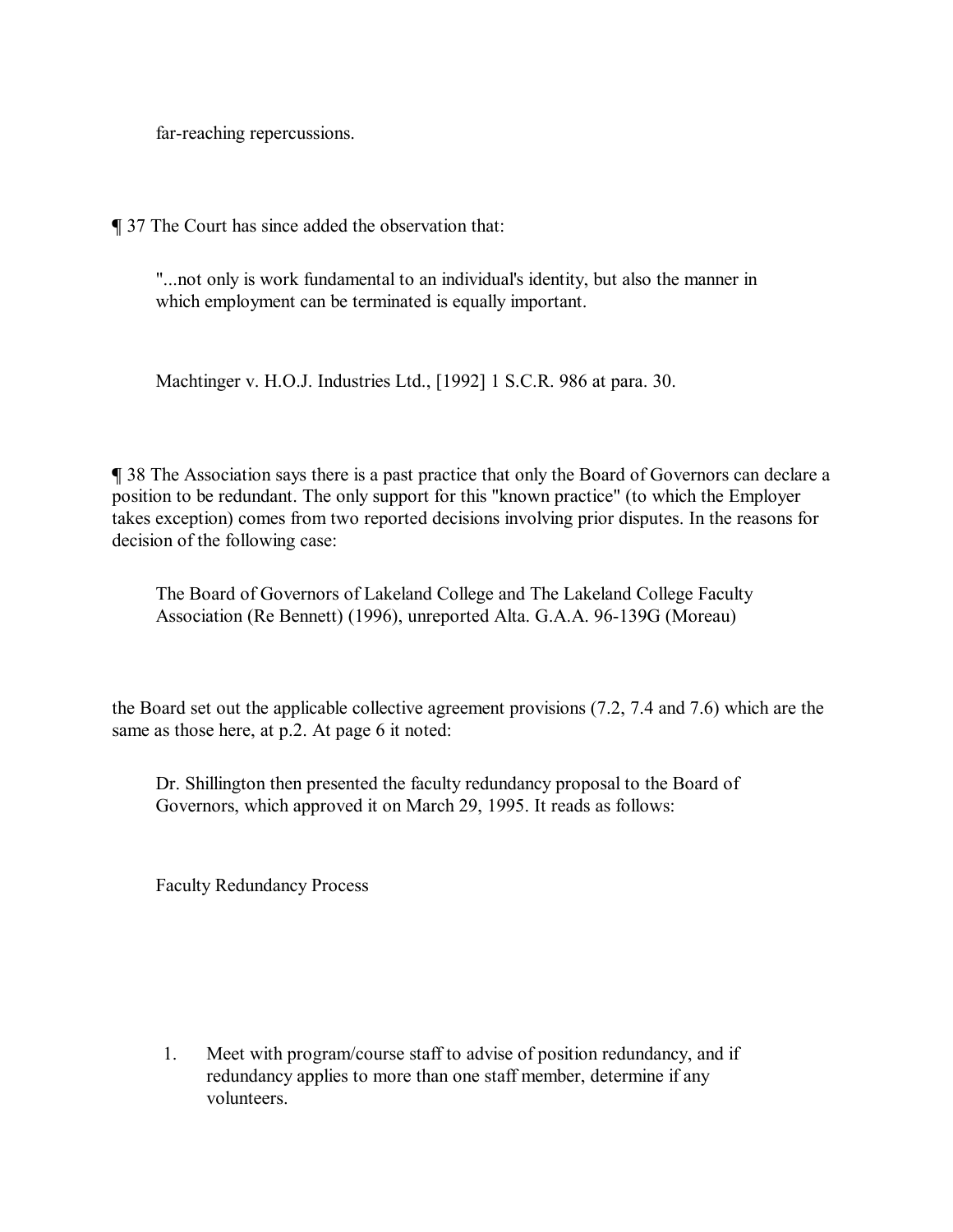far-reaching repercussions.

¶ 37 The Court has since added the observation that:

> "...not only is work fundamental to an individual's identity, but also the manner in which employment can be terminated is equally important.
>
> Machtinger v. H.O.J. Industries Ltd., [1992] 1 S.C.R. 986 at para. 30.

¶ 38 The Association says there is a past practice that only the Board of Governors can declare a position to be redundant. The only support for this "known practice" (to which the Employer takes exception) comes from two reported decisions involving prior disputes. In the reasons for decision of the following case:

> The Board of Governors of Lakeland College and The Lakeland College Faculty Association (Re Bennett) (1996), unreported Alta. G.A.A. 96-139G (Moreau)

the Board set out the applicable collective agreement provisions (7.2, 7.4 and 7.6) which are the same as those here, at p.2. At page 6 it noted:

> Dr. Shillington then presented the faculty redundancy proposal to the Board of Governors, which approved it on March 29, 1995. It reads as follows:
>
> Faculty Redundancy Process
>
> 1. Meet with program/course staff to advise of position redundancy, and if redundancy applies to more than one staff member, determine if any volunteers.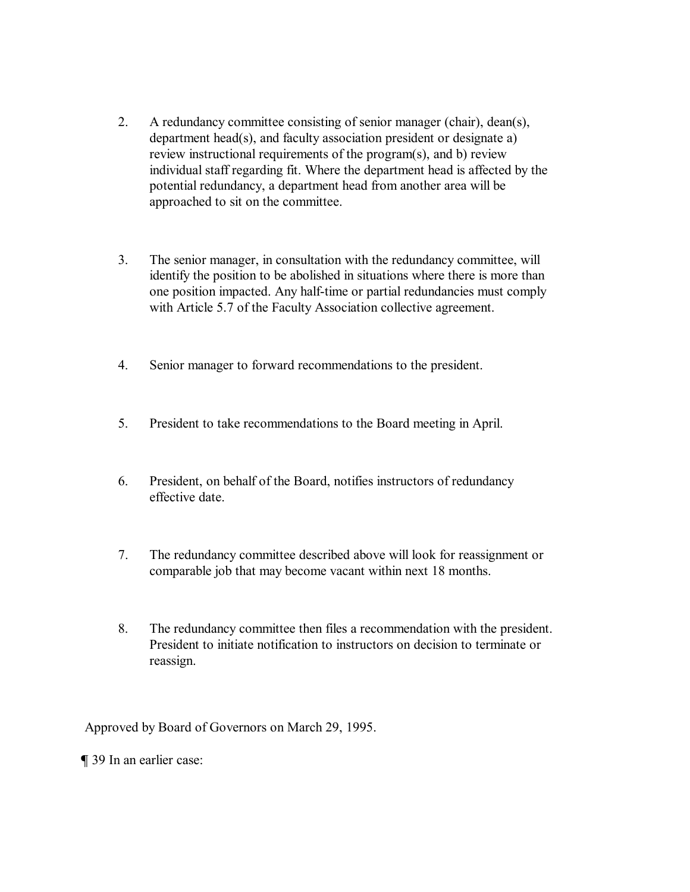2. A redundancy committee consisting of senior manager (chair), dean(s), department head(s), and faculty association president or designate a) review instructional requirements of the program(s), and b) review individual staff regarding fit. Where the department head is affected by the potential redundancy, a department head from another area will be approached to sit on the committee.

3. The senior manager, in consultation with the redundancy committee, will identify the position to be abolished in situations where there is more than one position impacted. Any half-time or partial redundancies must comply with Article 5.7 of the Faculty Association collective agreement.

4. Senior manager to forward recommendations to the president.

5. President to take recommendations to the Board meeting in April.

6. President, on behalf of the Board, notifies instructors of redundancy effective date.

7. The redundancy committee described above will look for reassignment or comparable job that may become vacant within next 18 months.

8. The redundancy committee then files a recommendation with the president. President to initiate notification to instructors on decision to terminate or reassign.

Approved by Board of Governors on March 29, 1995.

¶ 39 In an earlier case: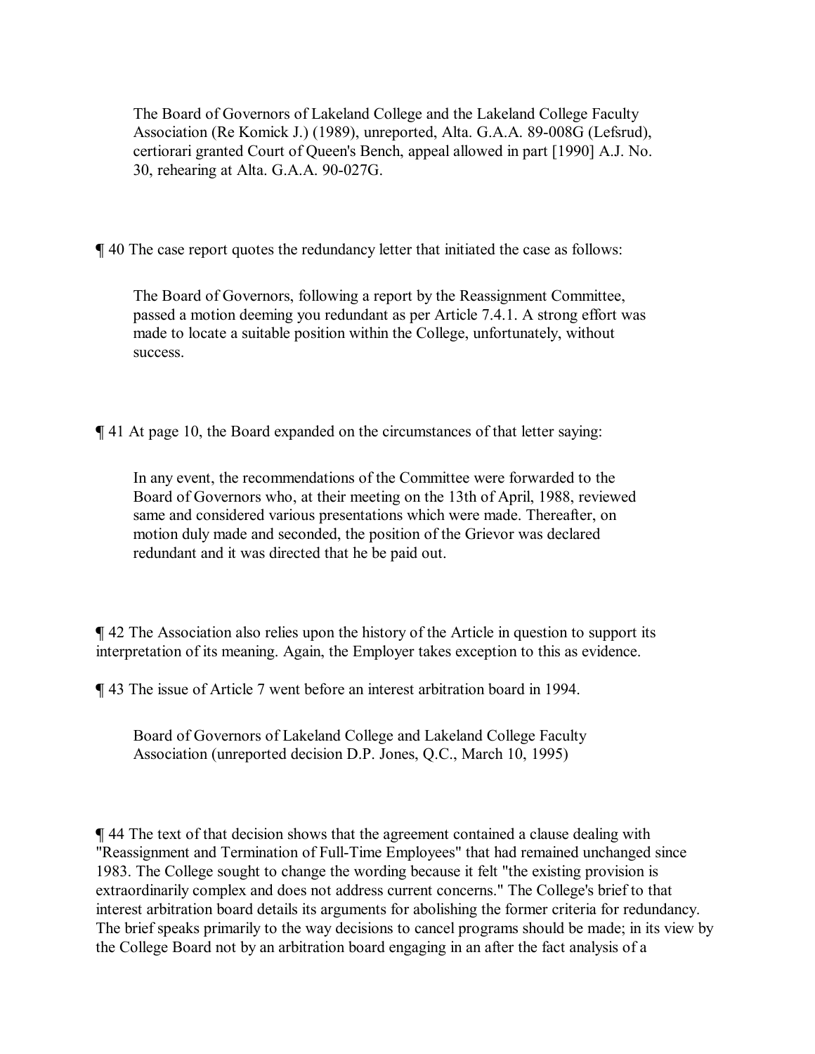> The Board of Governors of Lakeland College and the Lakeland College Faculty Association (Re Komick J.) (1989), unreported, Alta. G.A.A. 89-008G (Lefsrud), certiorari granted Court of Queen's Bench, appeal allowed in part [1990] A.J. No. 30, rehearing at Alta. G.A.A. 90-027G.

¶ 40 The case report quotes the redundancy letter that initiated the case as follows:

> The Board of Governors, following a report by the Reassignment Committee, passed a motion deeming you redundant as per Article 7.4.1. A strong effort was made to locate a suitable position within the College, unfortunately, without success.

¶ 41 At page 10, the Board expanded on the circumstances of that letter saying:

> In any event, the recommendations of the Committee were forwarded to the Board of Governors who, at their meeting on the 13th of April, 1988, reviewed same and considered various presentations which were made. Thereafter, on motion duly made and seconded, the position of the Grievor was declared redundant and it was directed that he be paid out.

¶ 42 The Association also relies upon the history of the Article in question to support its interpretation of its meaning. Again, the Employer takes exception to this as evidence.

¶ 43 The issue of Article 7 went before an interest arbitration board in 1994.

> Board of Governors of Lakeland College and Lakeland College Faculty Association (unreported decision D.P. Jones, Q.C., March 10, 1995)

¶ 44 The text of that decision shows that the agreement contained a clause dealing with "Reassignment and Termination of Full-Time Employees" that had remained unchanged since 1983. The College sought to change the wording because it felt "the existing provision is extraordinarily complex and does not address current concerns." The College's brief to that interest arbitration board details its arguments for abolishing the former criteria for redundancy. The brief speaks primarily to the way decisions to cancel programs should be made; in its view by the College Board not by an arbitration board engaging in an after the fact analysis of a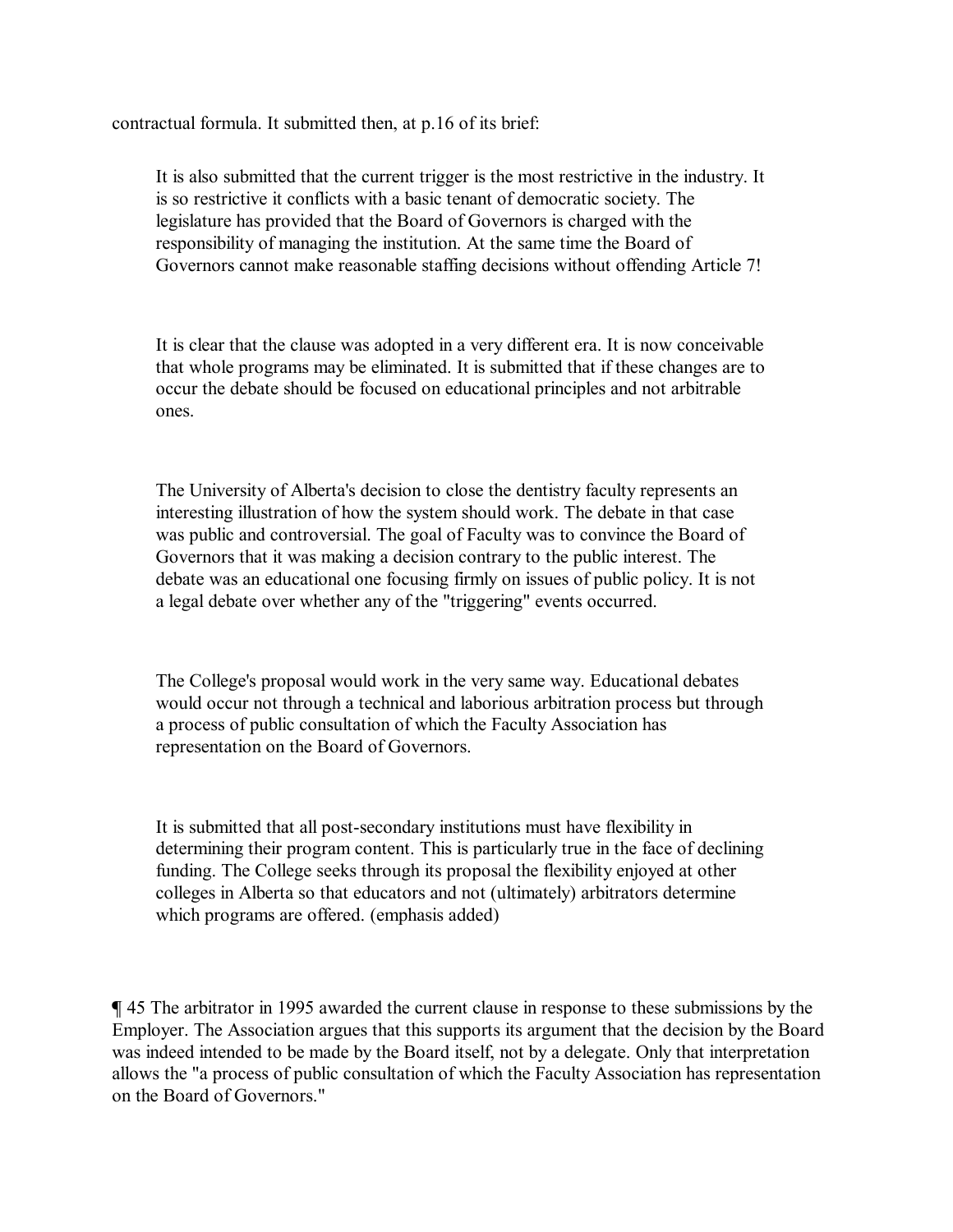contractual formula. It submitted then, at p.16 of its brief:

> It is also submitted that the current trigger is the most restrictive in the industry. It is so restrictive it conflicts with a basic tenant of democratic society. The legislature has provided that the Board of Governors is charged with the responsibility of managing the institution. At the same time the Board of Governors cannot make reasonable staffing decisions without offending Article 7!
>
> It is clear that the clause was adopted in a very different era. It is now conceivable that whole programs may be eliminated. It is submitted that if these changes are to occur the debate should be focused on educational principles and not arbitrable ones.
>
> The University of Alberta's decision to close the dentistry faculty represents an interesting illustration of how the system should work. The debate in that case was public and controversial. The goal of Faculty was to convince the Board of Governors that it was making a decision contrary to the public interest. The debate was an educational one focusing firmly on issues of public policy. It is not a legal debate over whether any of the "triggering" events occurred.
>
> The College's proposal would work in the very same way. Educational debates would occur not through a technical and laborious arbitration process but through a process of public consultation of which the Faculty Association has representation on the Board of Governors.
>
> It is submitted that all post-secondary institutions must have flexibility in determining their program content. This is particularly true in the face of declining funding. The College seeks through its proposal the flexibility enjoyed at other colleges in Alberta so that educators and not (ultimately) arbitrators determine which programs are offered. (emphasis added)

¶ 45 The arbitrator in 1995 awarded the current clause in response to these submissions by the Employer. The Association argues that this supports its argument that the decision by the Board was indeed intended to be made by the Board itself, not by a delegate. Only that interpretation allows the "a process of public consultation of which the Faculty Association has representation on the Board of Governors."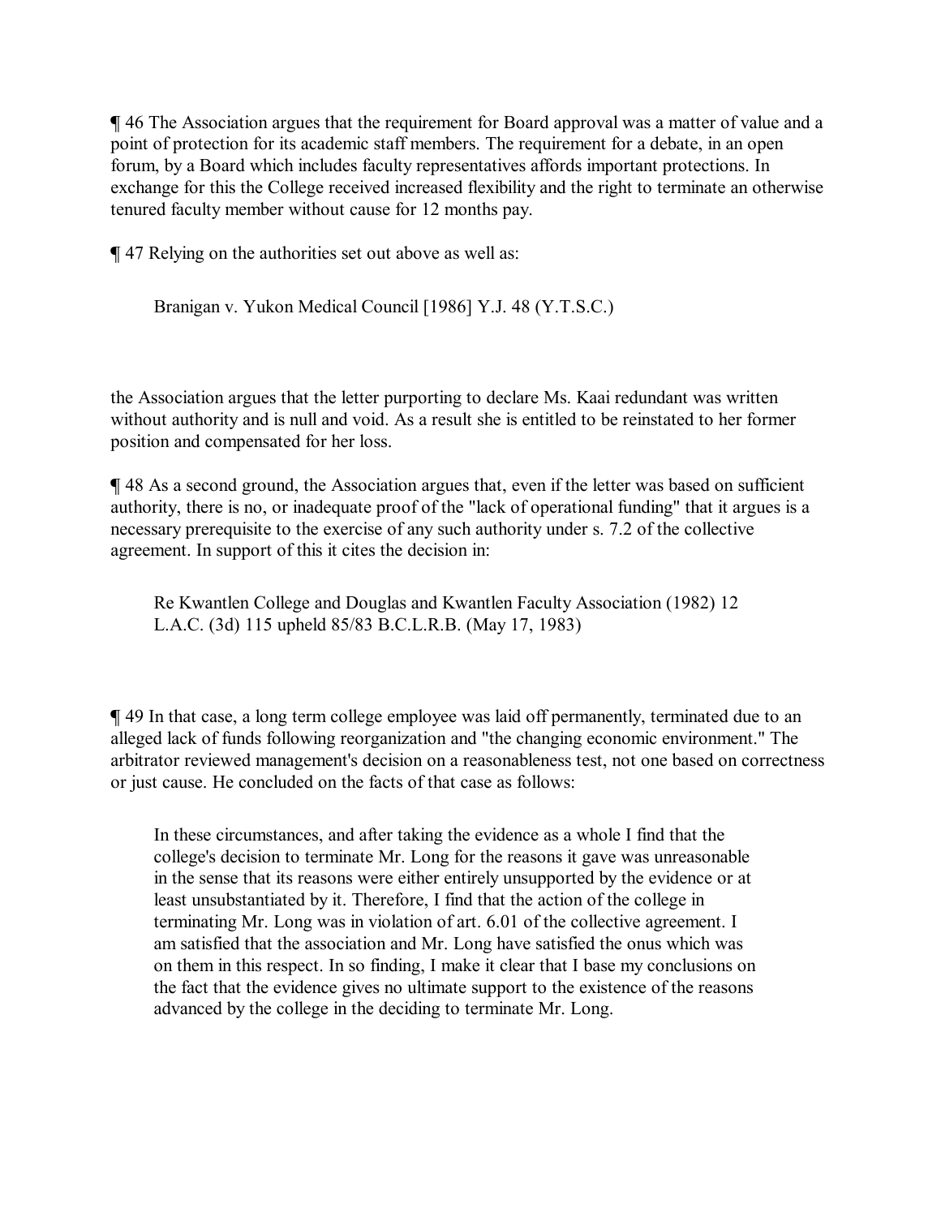¶ 46 The Association argues that the requirement for Board approval was a matter of value and a point of protection for its academic staff members. The requirement for a debate, in an open forum, by a Board which includes faculty representatives affords important protections. In exchange for this the College received increased flexibility and the right to terminate an otherwise tenured faculty member without cause for 12 months pay.

¶ 47 Relying on the authorities set out above as well as:

> Branigan v. Yukon Medical Council [1986] Y.J. 48 (Y.T.S.C.)

the Association argues that the letter purporting to declare Ms. Kaai redundant was written without authority and is null and void. As a result she is entitled to be reinstated to her former position and compensated for her loss.

¶ 48 As a second ground, the Association argues that, even if the letter was based on sufficient authority, there is no, or inadequate proof of the "lack of operational funding" that it argues is a necessary prerequisite to the exercise of any such authority under s. 7.2 of the collective agreement. In support of this it cites the decision in:

> Re Kwantlen College and Douglas and Kwantlen Faculty Association (1982) 12 L.A.C. (3d) 115 upheld 85/83 B.C.L.R.B. (May 17, 1983)

¶ 49 In that case, a long term college employee was laid off permanently, terminated due to an alleged lack of funds following reorganization and "the changing economic environment." The arbitrator reviewed management's decision on a reasonableness test, not one based on correctness or just cause. He concluded on the facts of that case as follows:

> In these circumstances, and after taking the evidence as a whole I find that the college's decision to terminate Mr. Long for the reasons it gave was unreasonable in the sense that its reasons were either entirely unsupported by the evidence or at least unsubstantiated by it. Therefore, I find that the action of the college in terminating Mr. Long was in violation of art. 6.01 of the collective agreement. I am satisfied that the association and Mr. Long have satisfied the onus which was on them in this respect. In so finding, I make it clear that I base my conclusions on the fact that the evidence gives no ultimate support to the existence of the reasons advanced by the college in the deciding to terminate Mr. Long.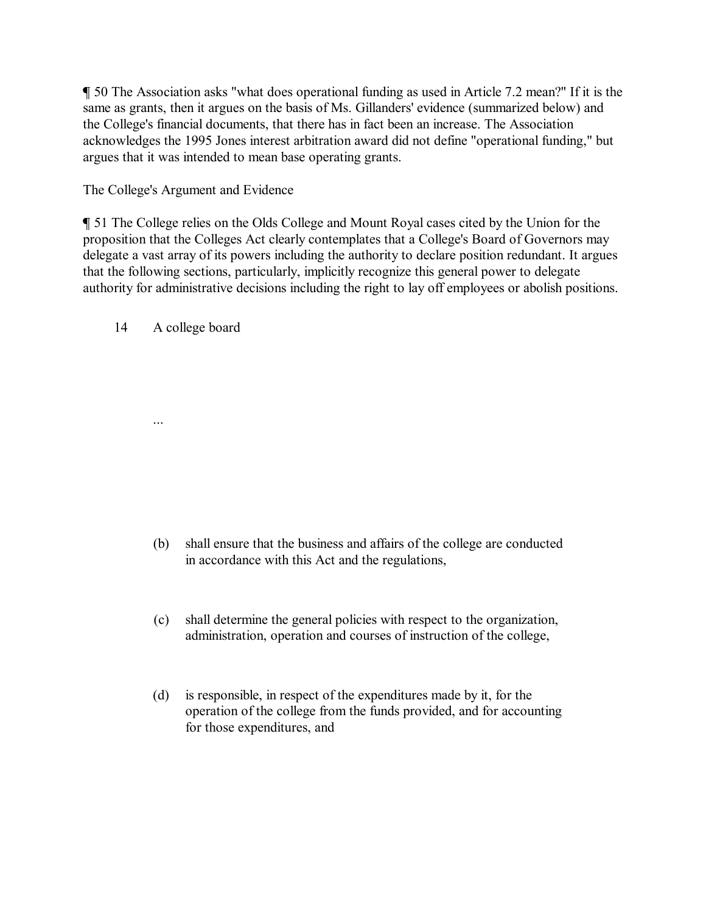¶ 50 The Association asks "what does operational funding as used in Article 7.2 mean?" If it is the same as grants, then it argues on the basis of Ms. Gillanders' evidence (summarized below) and the College's financial documents, that there has in fact been an increase. The Association acknowledges the 1995 Jones interest arbitration award did not define "operational funding," but argues that it was intended to mean base operating grants.

The College's Argument and Evidence

¶ 51 The College relies on the Olds College and Mount Royal cases cited by the Union for the proposition that the Colleges Act clearly contemplates that a College's Board of Governors may delegate a vast array of its powers including the authority to declare position redundant. It argues that the following sections, particularly, implicitly recognize this general power to delegate authority for administrative decisions including the right to lay off employees or abolish positions.

> 14 A college board
>
> ...
>
> (b) shall ensure that the business and affairs of the college are conducted in accordance with this Act and the regulations,
>
> (c) shall determine the general policies with respect to the organization, administration, operation and courses of instruction of the college,
>
> (d) is responsible, in respect of the expenditures made by it, for the operation of the college from the funds provided, and for accounting for those expenditures, and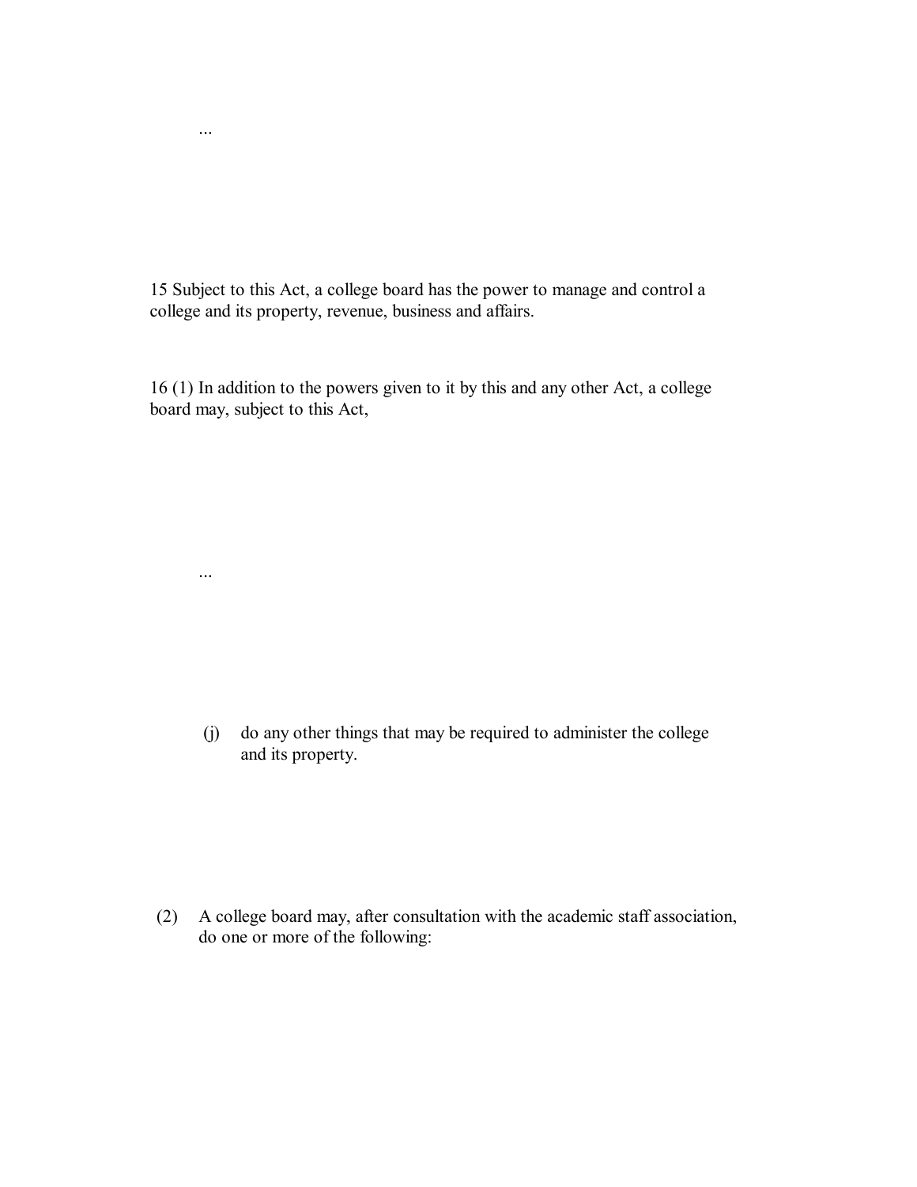...

15 Subject to this Act, a college board has the power to manage and control a college and its property, revenue, business and affairs.

16 (1) In addition to the powers given to it by this and any other Act, a college board may, subject to this Act,

...

(j) do any other things that may be required to administer the college and its property.

(2) A college board may, after consultation with the academic staff association, do one or more of the following: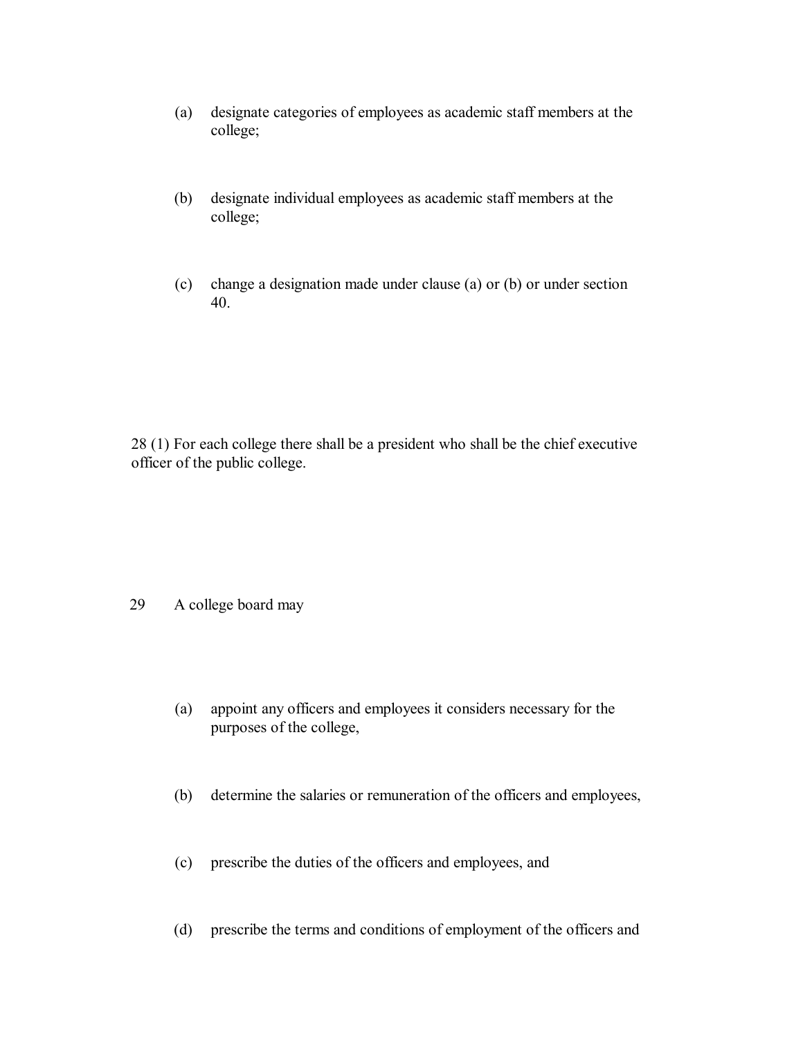(a) designate categories of employees as academic staff members at the college;

(b) designate individual employees as academic staff members at the college;

(c) change a designation made under clause (a) or (b) or under section 40.

28 (1) For each college there shall be a president who shall be the chief executive officer of the public college.

29 A college board may

(a) appoint any officers and employees it considers necessary for the purposes of the college,

(b) determine the salaries or remuneration of the officers and employees,

(c) prescribe the duties of the officers and employees, and

(d) prescribe the terms and conditions of employment of the officers and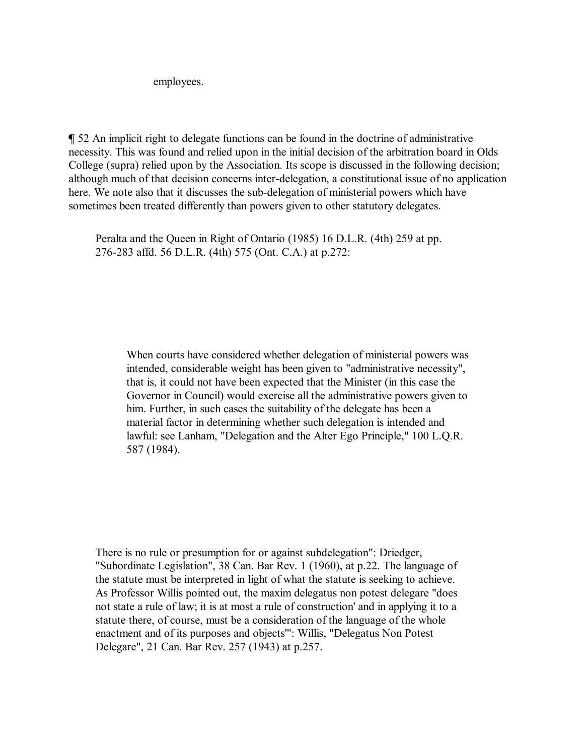employees.

¶ 52 An implicit right to delegate functions can be found in the doctrine of administrative necessity. This was found and relied upon in the initial decision of the arbitration board in Olds College (supra) relied upon by the Association. Its scope is discussed in the following decision; although much of that decision concerns inter-delegation, a constitutional issue of no application here. We note also that it discusses the sub-delegation of ministerial powers which have sometimes been treated differently than powers given to other statutory delegates.

> Peralta and the Queen in Right of Ontario (1985) 16 D.L.R. (4th) 259 at pp. 276-283 affd. 56 D.L.R. (4th) 575 (Ont. C.A.) at p.272:
>
> > When courts have considered whether delegation of ministerial powers was intended, considerable weight has been given to "administrative necessity", that is, it could not have been expected that the Minister (in this case the Governor in Council) would exercise all the administrative powers given to him. Further, in such cases the suitability of the delegate has been a material factor in determining whether such delegation is intended and lawful: see Lanham, "Delegation and the Alter Ego Principle," 100 L.Q.R. 587 (1984).
>
> There is no rule or presumption for or against subdelegation": Driedger, "Subordinate Legislation", 38 Can. Bar Rev. 1 (1960), at p.22. The language of the statute must be interpreted in light of what the statute is seeking to achieve. As Professor Willis pointed out, the maxim delegatus non potest delegare "does not state a rule of law; it is at most a rule of construction' and in applying it to a statute there, of course, must be a consideration of the language of the whole enactment and of its purposes and objects'": Willis, "Delegatus Non Potest Delegare", 21 Can. Bar Rev. 257 (1943) at p.257.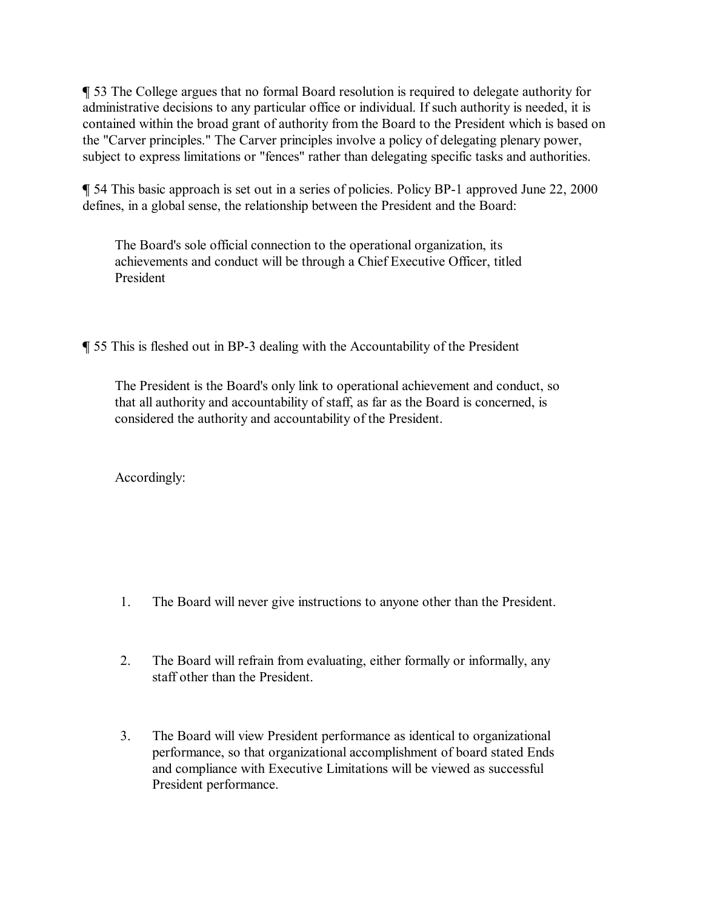¶ 53 The College argues that no formal Board resolution is required to delegate authority for administrative decisions to any particular office or individual. If such authority is needed, it is contained within the broad grant of authority from the Board to the President which is based on the "Carver principles." The Carver principles involve a policy of delegating plenary power, subject to express limitations or "fences" rather than delegating specific tasks and authorities.

¶ 54 This basic approach is set out in a series of policies. Policy BP-1 approved June 22, 2000 defines, in a global sense, the relationship between the President and the Board:

> The Board's sole official connection to the operational organization, its achievements and conduct will be through a Chief Executive Officer, titled President

¶ 55 This is fleshed out in BP-3 dealing with the Accountability of the President

> The President is the Board's only link to operational achievement and conduct, so that all authority and accountability of staff, as far as the Board is concerned, is considered the authority and accountability of the President.
>
> Accordingly:
>
> 1. The Board will never give instructions to anyone other than the President.
>
> 2. The Board will refrain from evaluating, either formally or informally, any staff other than the President.
>
> 3. The Board will view President performance as identical to organizational performance, so that organizational accomplishment of board stated Ends and compliance with Executive Limitations will be viewed as successful President performance.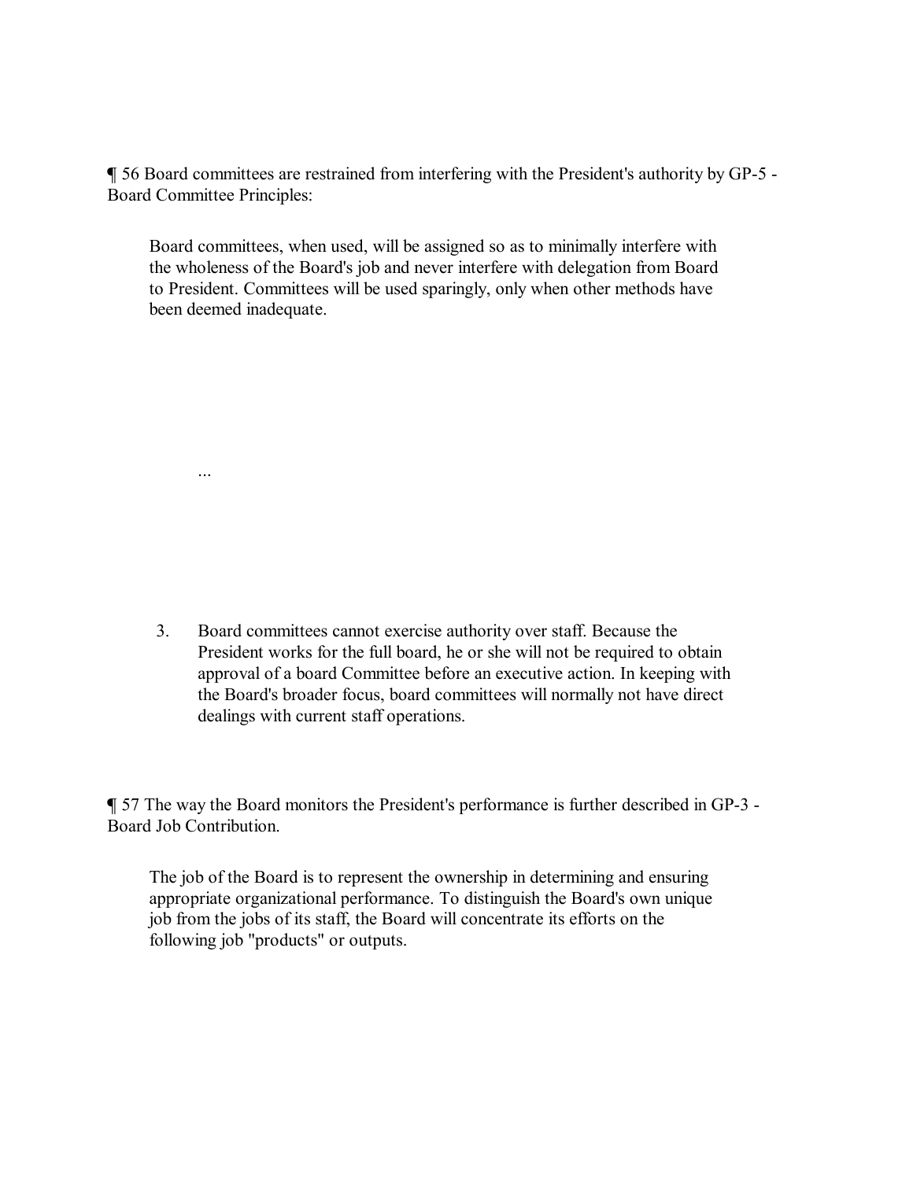¶ 56 Board committees are restrained from interfering with the President's authority by GP-5 - Board Committee Principles:

> Board committees, when used, will be assigned so as to minimally interfere with the wholeness of the Board's job and never interfere with delegation from Board to President. Committees will be used sparingly, only when other methods have been deemed inadequate.
>
> ...
>
> 3. Board committees cannot exercise authority over staff. Because the President works for the full board, he or she will not be required to obtain approval of a board Committee before an executive action. In keeping with the Board's broader focus, board committees will normally not have direct dealings with current staff operations.

¶ 57 The way the Board monitors the President's performance is further described in GP-3 - Board Job Contribution.

> The job of the Board is to represent the ownership in determining and ensuring appropriate organizational performance. To distinguish the Board's own unique job from the jobs of its staff, the Board will concentrate its efforts on the following job "products" or outputs.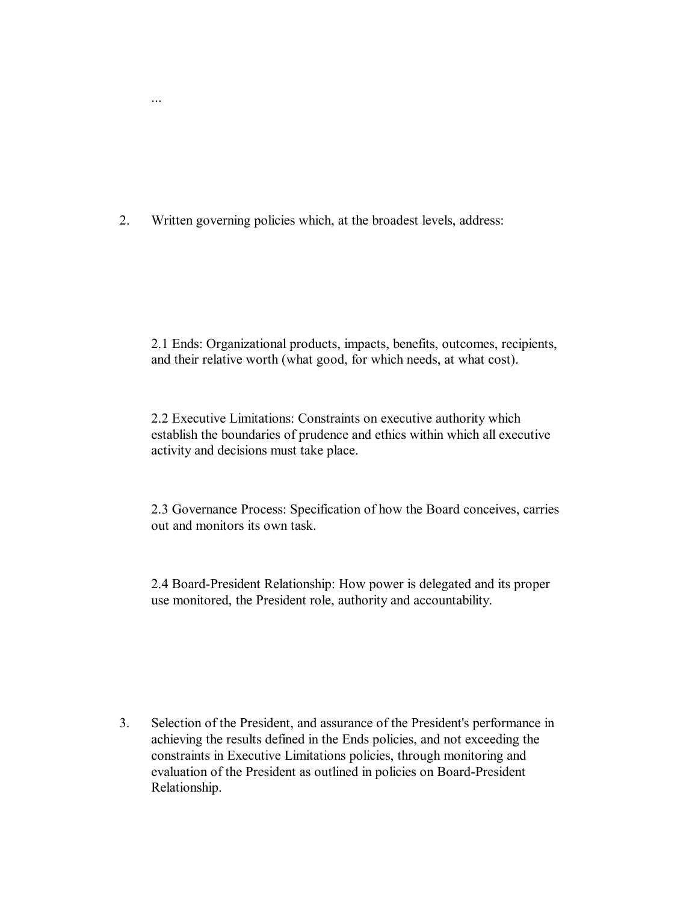...

2. Written governing policies which, at the broadest levels, address:

   2.1 Ends: Organizational products, impacts, benefits, outcomes, recipients, and their relative worth (what good, for which needs, at what cost).

   2.2 Executive Limitations: Constraints on executive authority which establish the boundaries of prudence and ethics within which all executive activity and decisions must take place.

   2.3 Governance Process: Specification of how the Board conceives, carries out and monitors its own task.

   2.4 Board-President Relationship: How power is delegated and its proper use monitored, the President role, authority and accountability.

3. Selection of the President, and assurance of the President's performance in achieving the results defined in the Ends policies, and not exceeding the constraints in Executive Limitations policies, through monitoring and evaluation of the President as outlined in policies on Board-President Relationship.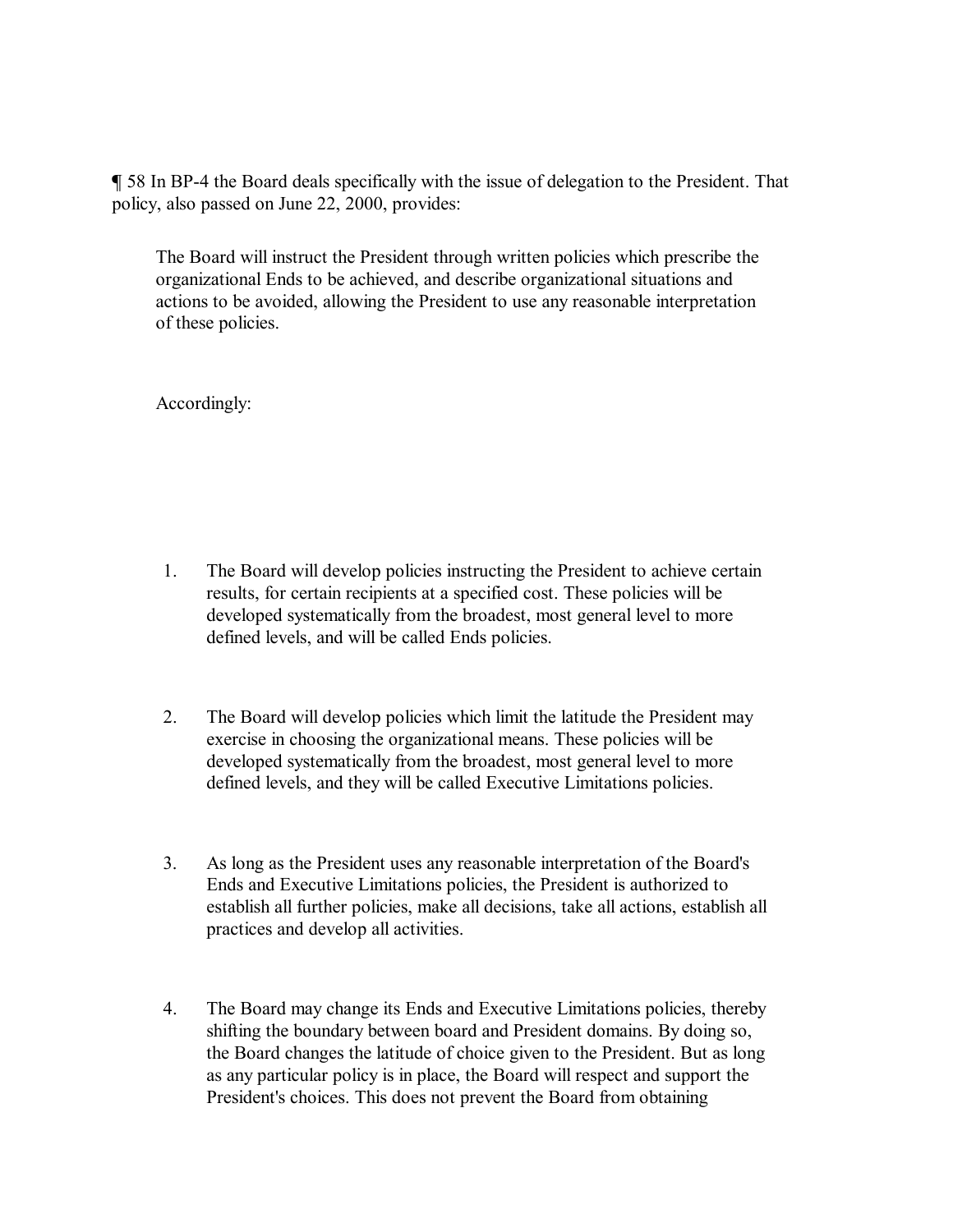¶ 58 In BP-4 the Board deals specifically with the issue of delegation to the President. That policy, also passed on June 22, 2000, provides:

> The Board will instruct the President through written policies which prescribe the organizational Ends to be achieved, and describe organizational situations and actions to be avoided, allowing the President to use any reasonable interpretation of these policies.
>
> Accordingly:
>
> 1. The Board will develop policies instructing the President to achieve certain results, for certain recipients at a specified cost. These policies will be developed systematically from the broadest, most general level to more defined levels, and will be called Ends policies.
> 2. The Board will develop policies which limit the latitude the President may exercise in choosing the organizational means. These policies will be developed systematically from the broadest, most general level to more defined levels, and they will be called Executive Limitations policies.
> 3. As long as the President uses any reasonable interpretation of the Board's Ends and Executive Limitations policies, the President is authorized to establish all further policies, make all decisions, take all actions, establish all practices and develop all activities.
> 4. The Board may change its Ends and Executive Limitations policies, thereby shifting the boundary between board and President domains. By doing so, the Board changes the latitude of choice given to the President. But as long as any particular policy is in place, the Board will respect and support the President's choices. This does not prevent the Board from obtaining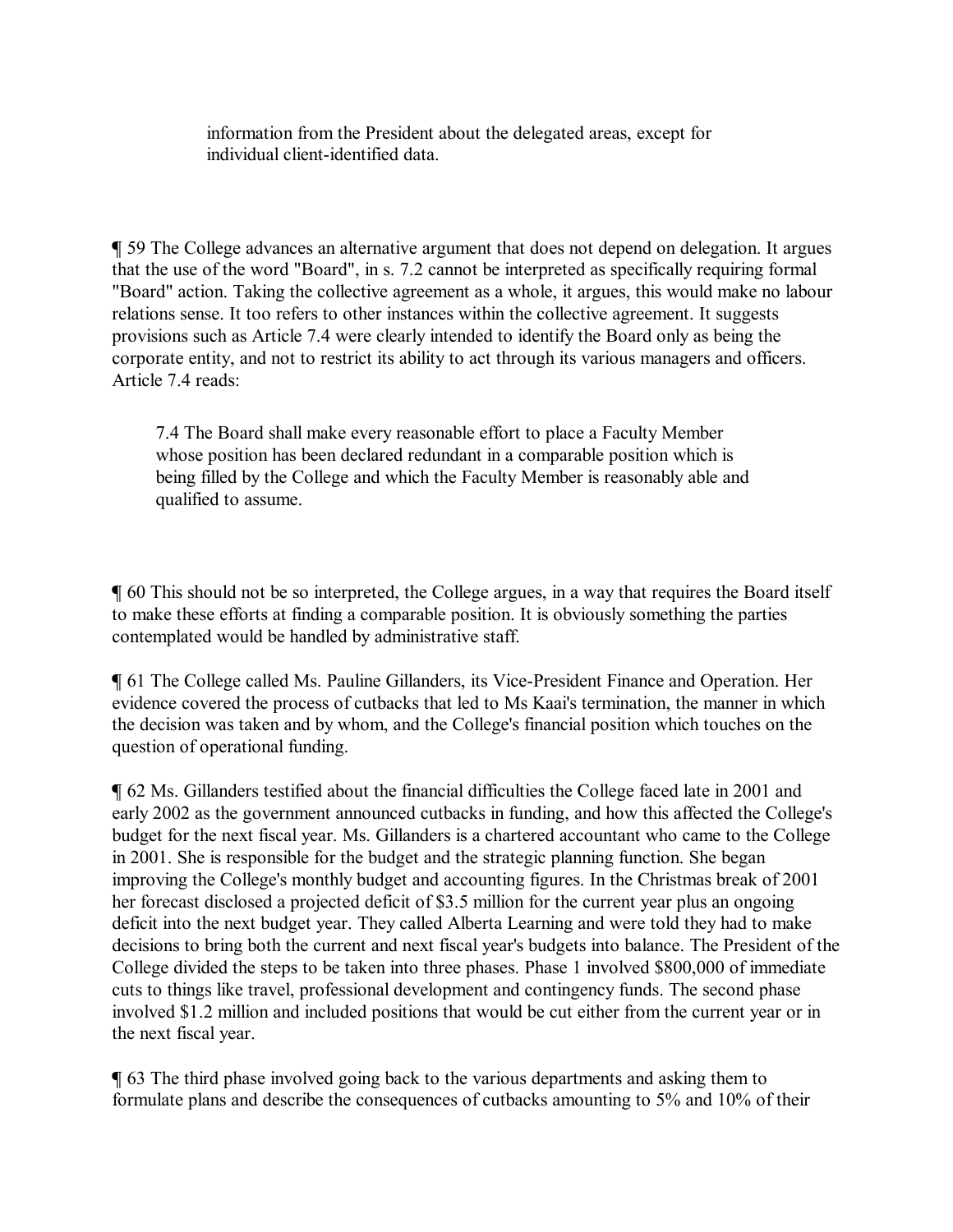> information from the President about the delegated areas, except for individual client-identified data.

¶ 59 The College advances an alternative argument that does not depend on delegation. It argues that the use of the word "Board", in s. 7.2 cannot be interpreted as specifically requiring formal "Board" action. Taking the collective agreement as a whole, it argues, this would make no labour relations sense. It too refers to other instances within the collective agreement. It suggests provisions such as Article 7.4 were clearly intended to identify the Board only as being the corporate entity, and not to restrict its ability to act through its various managers and officers. Article 7.4 reads:

> 7.4 The Board shall make every reasonable effort to place a Faculty Member whose position has been declared redundant in a comparable position which is being filled by the College and which the Faculty Member is reasonably able and qualified to assume.

¶ 60 This should not be so interpreted, the College argues, in a way that requires the Board itself to make these efforts at finding a comparable position. It is obviously something the parties contemplated would be handled by administrative staff.

¶ 61 The College called Ms. Pauline Gillanders, its Vice-President Finance and Operation. Her evidence covered the process of cutbacks that led to Ms Kaai's termination, the manner in which the decision was taken and by whom, and the College's financial position which touches on the question of operational funding.

¶ 62 Ms. Gillanders testified about the financial difficulties the College faced late in 2001 and early 2002 as the government announced cutbacks in funding, and how this affected the College's budget for the next fiscal year. Ms. Gillanders is a chartered accountant who came to the College in 2001. She is responsible for the budget and the strategic planning function. She began improving the College's monthly budget and accounting figures. In the Christmas break of 2001 her forecast disclosed a projected deficit of $3.5 million for the current year plus an ongoing deficit into the next budget year. They called Alberta Learning and were told they had to make decisions to bring both the current and next fiscal year's budgets into balance. The President of the College divided the steps to be taken into three phases. Phase 1 involved $800,000 of immediate cuts to things like travel, professional development and contingency funds. The second phase involved $1.2 million and included positions that would be cut either from the current year or in the next fiscal year.

¶ 63 The third phase involved going back to the various departments and asking them to formulate plans and describe the consequences of cutbacks amounting to 5% and 10% of their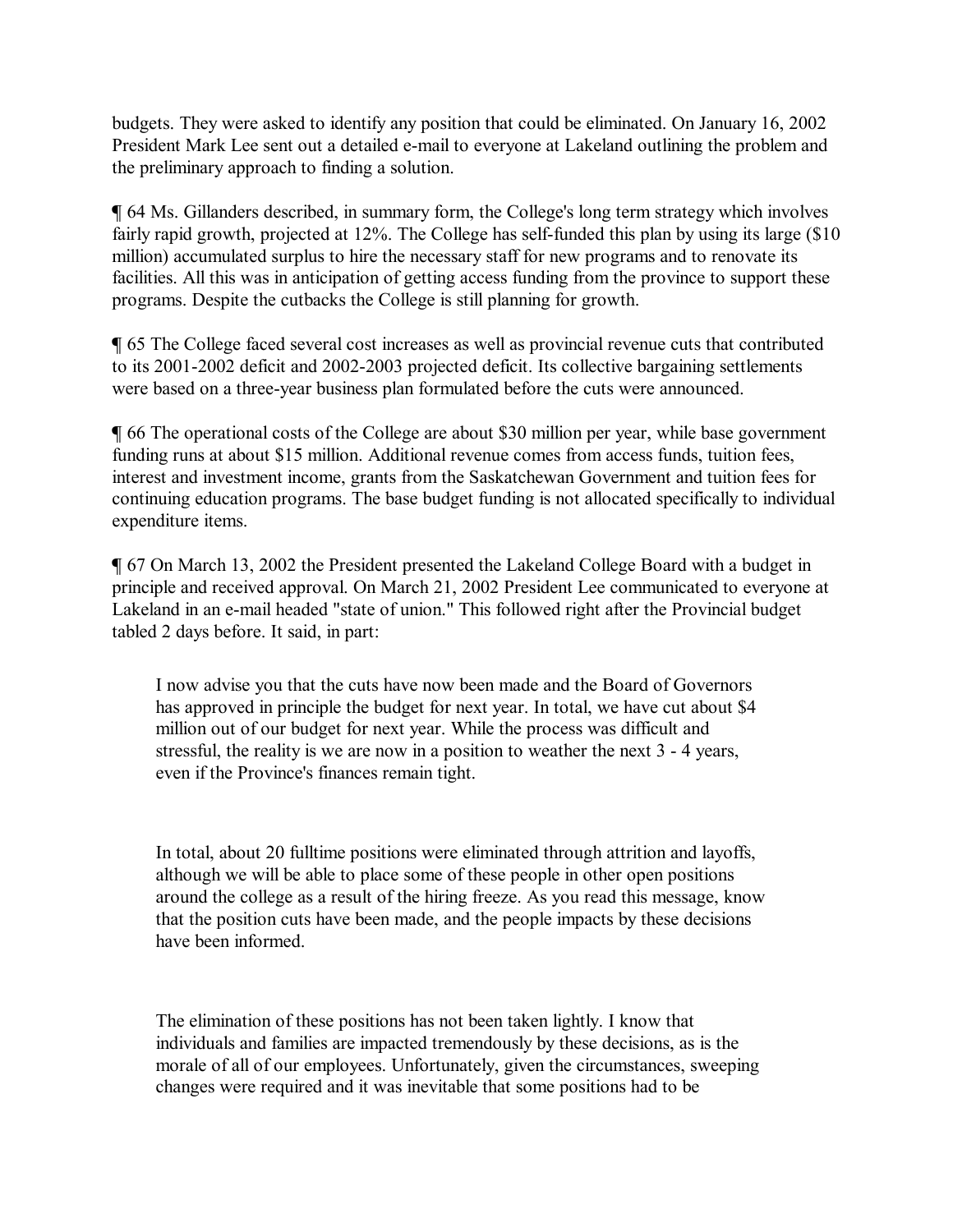budgets. They were asked to identify any position that could be eliminated. On January 16, 2002 President Mark Lee sent out a detailed e-mail to everyone at Lakeland outlining the problem and the preliminary approach to finding a solution.

¶ 64 Ms. Gillanders described, in summary form, the College's long term strategy which involves fairly rapid growth, projected at 12%. The College has self-funded this plan by using its large ($10 million) accumulated surplus to hire the necessary staff for new programs and to renovate its facilities. All this was in anticipation of getting access funding from the province to support these programs. Despite the cutbacks the College is still planning for growth.

¶ 65 The College faced several cost increases as well as provincial revenue cuts that contributed to its 2001-2002 deficit and 2002-2003 projected deficit. Its collective bargaining settlements were based on a three-year business plan formulated before the cuts were announced.

¶ 66 The operational costs of the College are about $30 million per year, while base government funding runs at about $15 million. Additional revenue comes from access funds, tuition fees, interest and investment income, grants from the Saskatchewan Government and tuition fees for continuing education programs. The base budget funding is not allocated specifically to individual expenditure items.

¶ 67 On March 13, 2002 the President presented the Lakeland College Board with a budget in principle and received approval. On March 21, 2002 President Lee communicated to everyone at Lakeland in an e-mail headed "state of union." This followed right after the Provincial budget tabled 2 days before. It said, in part:

> I now advise you that the cuts have now been made and the Board of Governors has approved in principle the budget for next year. In total, we have cut about $4 million out of our budget for next year. While the process was difficult and stressful, the reality is we are now in a position to weather the next 3 - 4 years, even if the Province's finances remain tight.
>
> In total, about 20 fulltime positions were eliminated through attrition and layoffs, although we will be able to place some of these people in other open positions around the college as a result of the hiring freeze. As you read this message, know that the position cuts have been made, and the people impacts by these decisions have been informed.
>
> The elimination of these positions has not been taken lightly. I know that individuals and families are impacted tremendously by these decisions, as is the morale of all of our employees. Unfortunately, given the circumstances, sweeping changes were required and it was inevitable that some positions had to be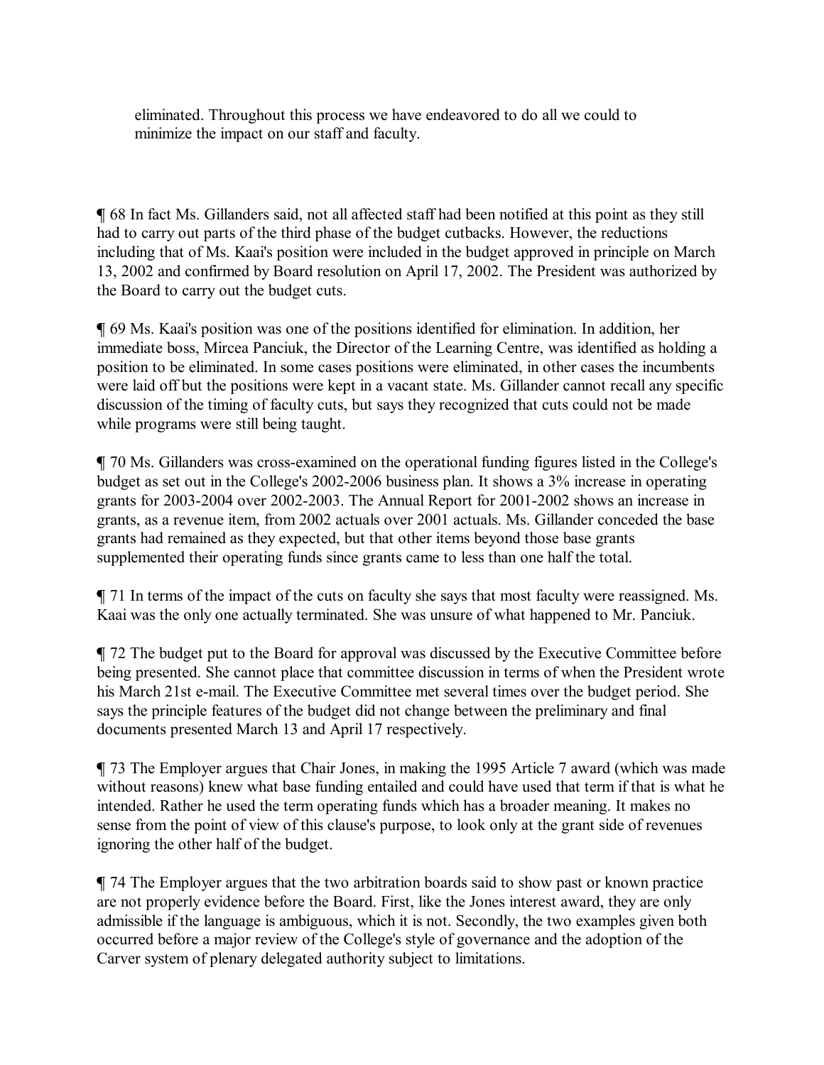eliminated. Throughout this process we have endeavored to do all we could to minimize the impact on our staff and faculty.

¶ 68 In fact Ms. Gillanders said, not all affected staff had been notified at this point as they still had to carry out parts of the third phase of the budget cutbacks. However, the reductions including that of Ms. Kaai's position were included in the budget approved in principle on March 13, 2002 and confirmed by Board resolution on April 17, 2002. The President was authorized by the Board to carry out the budget cuts.

¶ 69 Ms. Kaai's position was one of the positions identified for elimination. In addition, her immediate boss, Mircea Panciuk, the Director of the Learning Centre, was identified as holding a position to be eliminated. In some cases positions were eliminated, in other cases the incumbents were laid off but the positions were kept in a vacant state. Ms. Gillander cannot recall any specific discussion of the timing of faculty cuts, but says they recognized that cuts could not be made while programs were still being taught.

¶ 70 Ms. Gillanders was cross-examined on the operational funding figures listed in the College's budget as set out in the College's 2002-2006 business plan. It shows a 3% increase in operating grants for 2003-2004 over 2002-2003. The Annual Report for 2001-2002 shows an increase in grants, as a revenue item, from 2002 actuals over 2001 actuals. Ms. Gillander conceded the base grants had remained as they expected, but that other items beyond those base grants supplemented their operating funds since grants came to less than one half the total.

¶ 71 In terms of the impact of the cuts on faculty she says that most faculty were reassigned. Ms. Kaai was the only one actually terminated. She was unsure of what happened to Mr. Panciuk.

¶ 72 The budget put to the Board for approval was discussed by the Executive Committee before being presented. She cannot place that committee discussion in terms of when the President wrote his March 21st e-mail. The Executive Committee met several times over the budget period. She says the principle features of the budget did not change between the preliminary and final documents presented March 13 and April 17 respectively.

¶ 73 The Employer argues that Chair Jones, in making the 1995 Article 7 award (which was made without reasons) knew what base funding entailed and could have used that term if that is what he intended. Rather he used the term operating funds which has a broader meaning. It makes no sense from the point of view of this clause's purpose, to look only at the grant side of revenues ignoring the other half of the budget.

¶ 74 The Employer argues that the two arbitration boards said to show past or known practice are not properly evidence before the Board. First, like the Jones interest award, they are only admissible if the language is ambiguous, which it is not. Secondly, the two examples given both occurred before a major review of the College's style of governance and the adoption of the Carver system of plenary delegated authority subject to limitations.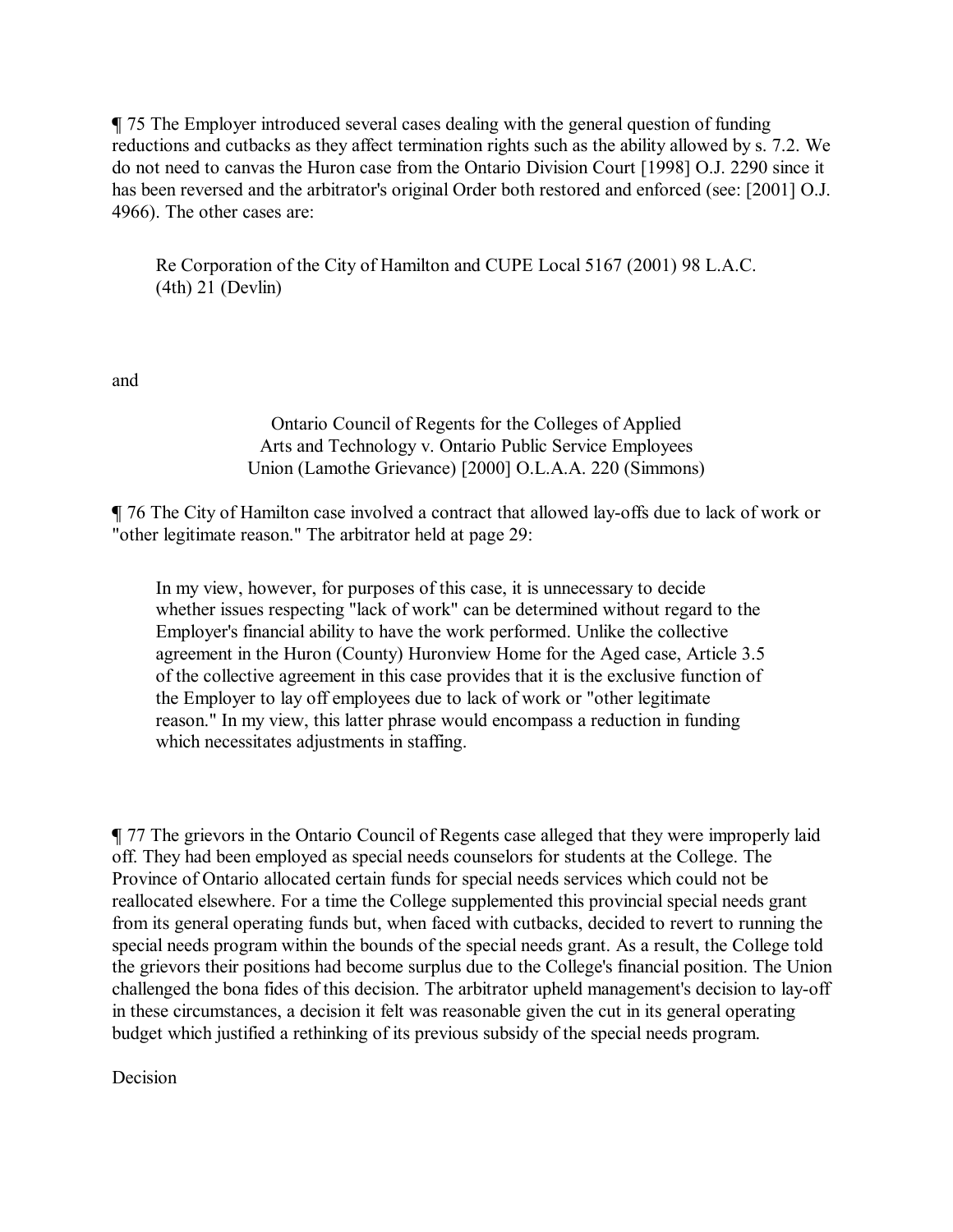¶ 75 The Employer introduced several cases dealing with the general question of funding reductions and cutbacks as they affect termination rights such as the ability allowed by s. 7.2. We do not need to canvas the Huron case from the Ontario Division Court [1998] O.J. 2290 since it has been reversed and the arbitrator's original Order both restored and enforced (see: [2001] O.J. 4966). The other cases are:

> Re Corporation of the City of Hamilton and CUPE Local 5167 (2001) 98 L.A.C. (4th) 21 (Devlin)

and

> Ontario Council of Regents for the Colleges of Applied Arts and Technology v. Ontario Public Service Employees Union (Lamothe Grievance) [2000] O.L.A.A. 220 (Simmons)

¶ 76 The City of Hamilton case involved a contract that allowed lay-offs due to lack of work or "other legitimate reason." The arbitrator held at page 29:

> In my view, however, for purposes of this case, it is unnecessary to decide whether issues respecting "lack of work" can be determined without regard to the Employer's financial ability to have the work performed. Unlike the collective agreement in the Huron (County) Huronview Home for the Aged case, Article 3.5 of the collective agreement in this case provides that it is the exclusive function of the Employer to lay off employees due to lack of work or "other legitimate reason." In my view, this latter phrase would encompass a reduction in funding which necessitates adjustments in staffing.

¶ 77 The grievors in the Ontario Council of Regents case alleged that they were improperly laid off. They had been employed as special needs counselors for students at the College. The Province of Ontario allocated certain funds for special needs services which could not be reallocated elsewhere. For a time the College supplemented this provincial special needs grant from its general operating funds but, when faced with cutbacks, decided to revert to running the special needs program within the bounds of the special needs grant. As a result, the College told the grievors their positions had become surplus due to the College's financial position. The Union challenged the bona fides of this decision. The arbitrator upheld management's decision to lay-off in these circumstances, a decision it felt was reasonable given the cut in its general operating budget which justified a rethinking of its previous subsidy of the special needs program.

Decision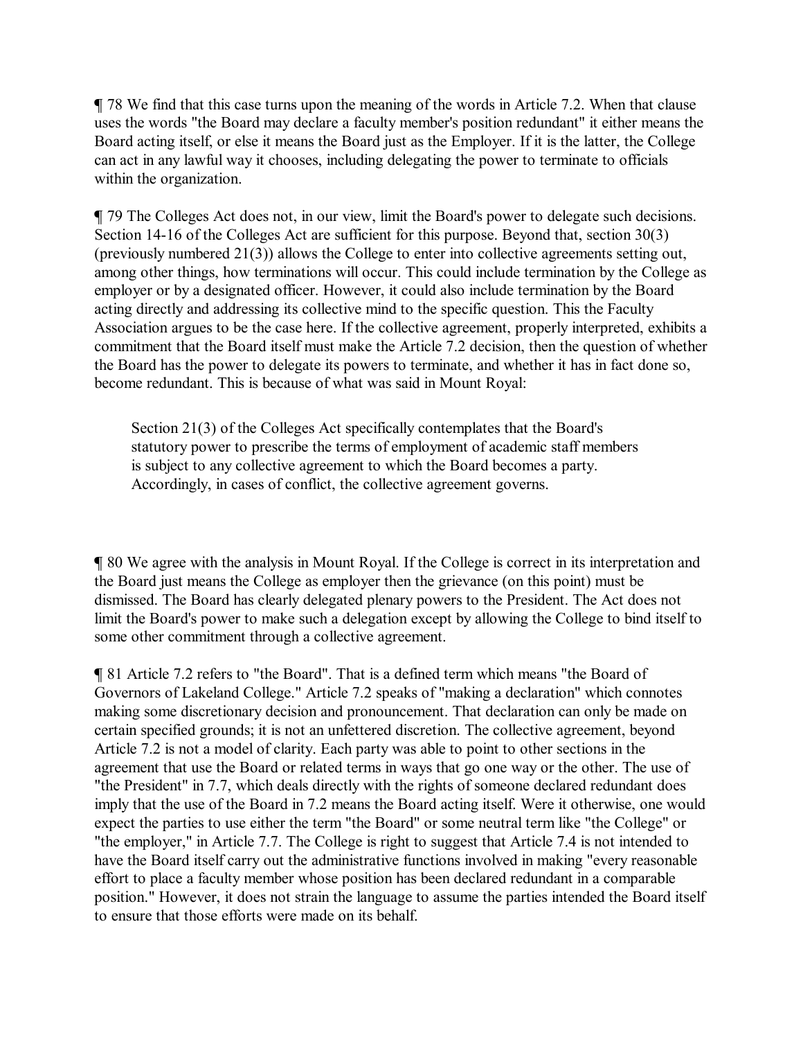¶ 78 We find that this case turns upon the meaning of the words in Article 7.2. When that clause uses the words "the Board may declare a faculty member's position redundant" it either means the Board acting itself, or else it means the Board just as the Employer. If it is the latter, the College can act in any lawful way it chooses, including delegating the power to terminate to officials within the organization.

¶ 79 The Colleges Act does not, in our view, limit the Board's power to delegate such decisions. Section 14-16 of the Colleges Act are sufficient for this purpose. Beyond that, section 30(3) (previously numbered 21(3)) allows the College to enter into collective agreements setting out, among other things, how terminations will occur. This could include termination by the College as employer or by a designated officer. However, it could also include termination by the Board acting directly and addressing its collective mind to the specific question. This the Faculty Association argues to be the case here. If the collective agreement, properly interpreted, exhibits a commitment that the Board itself must make the Article 7.2 decision, then the question of whether the Board has the power to delegate its powers to terminate, and whether it has in fact done so, become redundant. This is because of what was said in Mount Royal:

> Section 21(3) of the Colleges Act specifically contemplates that the Board's statutory power to prescribe the terms of employment of academic staff members is subject to any collective agreement to which the Board becomes a party. Accordingly, in cases of conflict, the collective agreement governs.

¶ 80 We agree with the analysis in Mount Royal. If the College is correct in its interpretation and the Board just means the College as employer then the grievance (on this point) must be dismissed. The Board has clearly delegated plenary powers to the President. The Act does not limit the Board's power to make such a delegation except by allowing the College to bind itself to some other commitment through a collective agreement.

¶ 81 Article 7.2 refers to "the Board". That is a defined term which means "the Board of Governors of Lakeland College." Article 7.2 speaks of "making a declaration" which connotes making some discretionary decision and pronouncement. That declaration can only be made on certain specified grounds; it is not an unfettered discretion. The collective agreement, beyond Article 7.2 is not a model of clarity. Each party was able to point to other sections in the agreement that use the Board or related terms in ways that go one way or the other. The use of "the President" in 7.7, which deals directly with the rights of someone declared redundant does imply that the use of the Board in 7.2 means the Board acting itself. Were it otherwise, one would expect the parties to use either the term "the Board" or some neutral term like "the College" or "the employer," in Article 7.7. The College is right to suggest that Article 7.4 is not intended to have the Board itself carry out the administrative functions involved in making "every reasonable effort to place a faculty member whose position has been declared redundant in a comparable position." However, it does not strain the language to assume the parties intended the Board itself to ensure that those efforts were made on its behalf.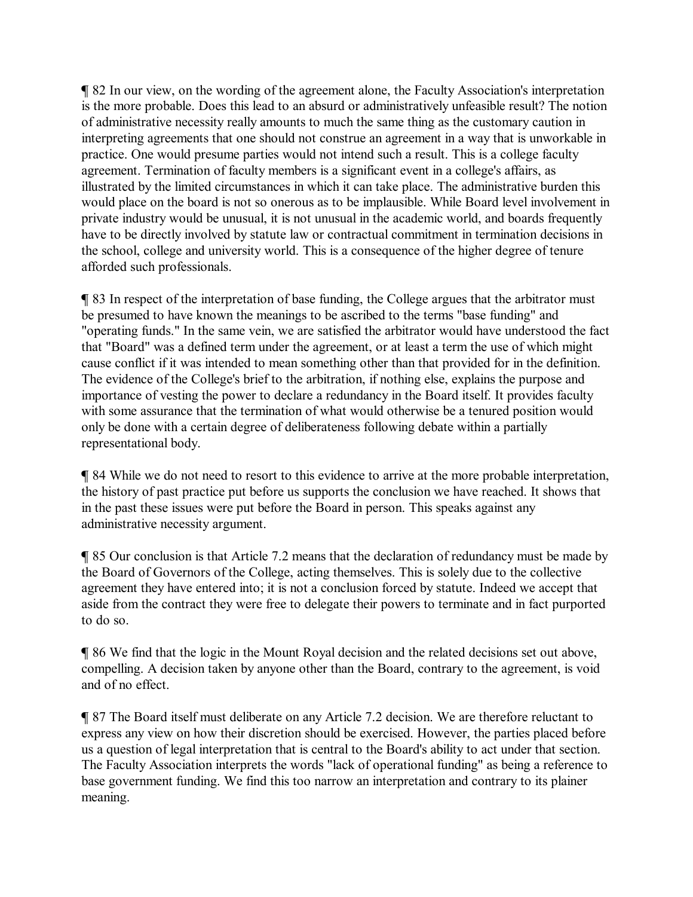¶ 82 In our view, on the wording of the agreement alone, the Faculty Association's interpretation is the more probable. Does this lead to an absurd or administratively unfeasible result? The notion of administrative necessity really amounts to much the same thing as the customary caution in interpreting agreements that one should not construe an agreement in a way that is unworkable in practice. One would presume parties would not intend such a result. This is a college faculty agreement. Termination of faculty members is a significant event in a college's affairs, as illustrated by the limited circumstances in which it can take place. The administrative burden this would place on the board is not so onerous as to be implausible. While Board level involvement in private industry would be unusual, it is not unusual in the academic world, and boards frequently have to be directly involved by statute law or contractual commitment in termination decisions in the school, college and university world. This is a consequence of the higher degree of tenure afforded such professionals.

¶ 83 In respect of the interpretation of base funding, the College argues that the arbitrator must be presumed to have known the meanings to be ascribed to the terms "base funding" and "operating funds." In the same vein, we are satisfied the arbitrator would have understood the fact that "Board" was a defined term under the agreement, or at least a term the use of which might cause conflict if it was intended to mean something other than that provided for in the definition. The evidence of the College's brief to the arbitration, if nothing else, explains the purpose and importance of vesting the power to declare a redundancy in the Board itself. It provides faculty with some assurance that the termination of what would otherwise be a tenured position would only be done with a certain degree of deliberateness following debate within a partially representational body.

¶ 84 While we do not need to resort to this evidence to arrive at the more probable interpretation, the history of past practice put before us supports the conclusion we have reached. It shows that in the past these issues were put before the Board in person. This speaks against any administrative necessity argument.

¶ 85 Our conclusion is that Article 7.2 means that the declaration of redundancy must be made by the Board of Governors of the College, acting themselves. This is solely due to the collective agreement they have entered into; it is not a conclusion forced by statute. Indeed we accept that aside from the contract they were free to delegate their powers to terminate and in fact purported to do so.

¶ 86 We find that the logic in the Mount Royal decision and the related decisions set out above, compelling. A decision taken by anyone other than the Board, contrary to the agreement, is void and of no effect.

¶ 87 The Board itself must deliberate on any Article 7.2 decision. We are therefore reluctant to express any view on how their discretion should be exercised. However, the parties placed before us a question of legal interpretation that is central to the Board's ability to act under that section. The Faculty Association interprets the words "lack of operational funding" as being a reference to base government funding. We find this too narrow an interpretation and contrary to its plainer meaning.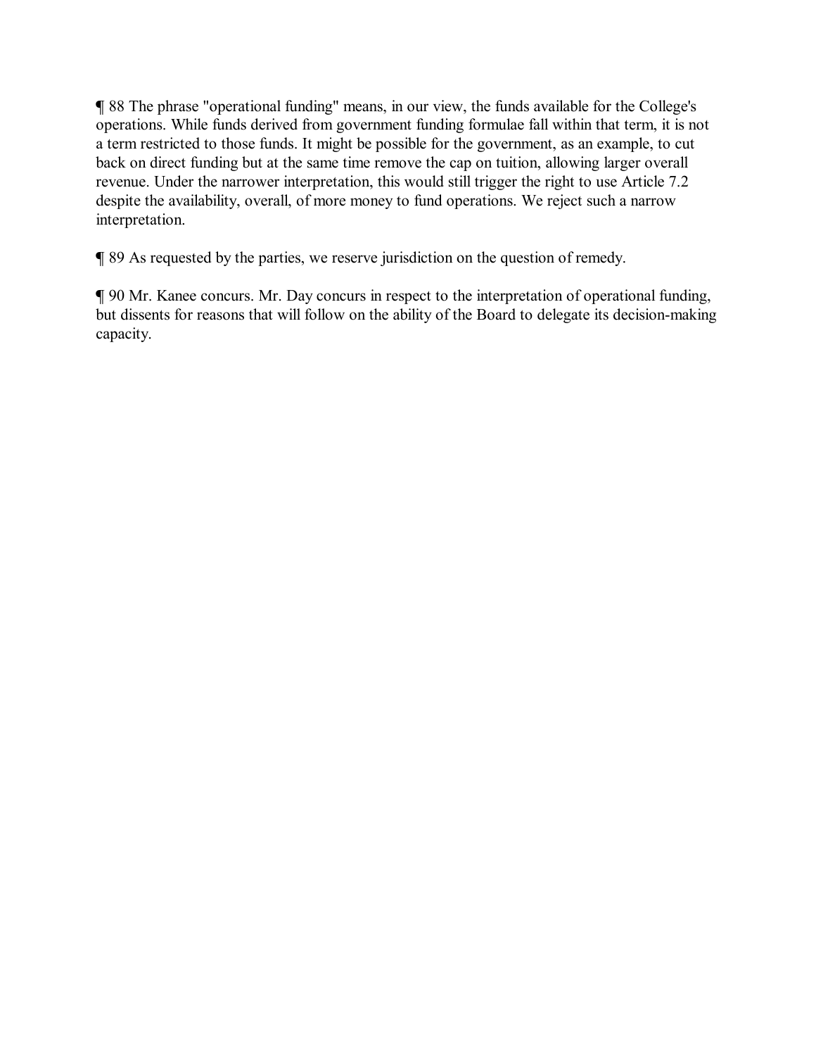¶ 88 The phrase "operational funding" means, in our view, the funds available for the College's operations. While funds derived from government funding formulae fall within that term, it is not a term restricted to those funds. It might be possible for the government, as an example, to cut back on direct funding but at the same time remove the cap on tuition, allowing larger overall revenue. Under the narrower interpretation, this would still trigger the right to use Article 7.2 despite the availability, overall, of more money to fund operations. We reject such a narrow interpretation.

¶ 89 As requested by the parties, we reserve jurisdiction on the question of remedy.

¶ 90 Mr. Kanee concurs. Mr. Day concurs in respect to the interpretation of operational funding, but dissents for reasons that will follow on the ability of the Board to delegate its decision-making capacity.